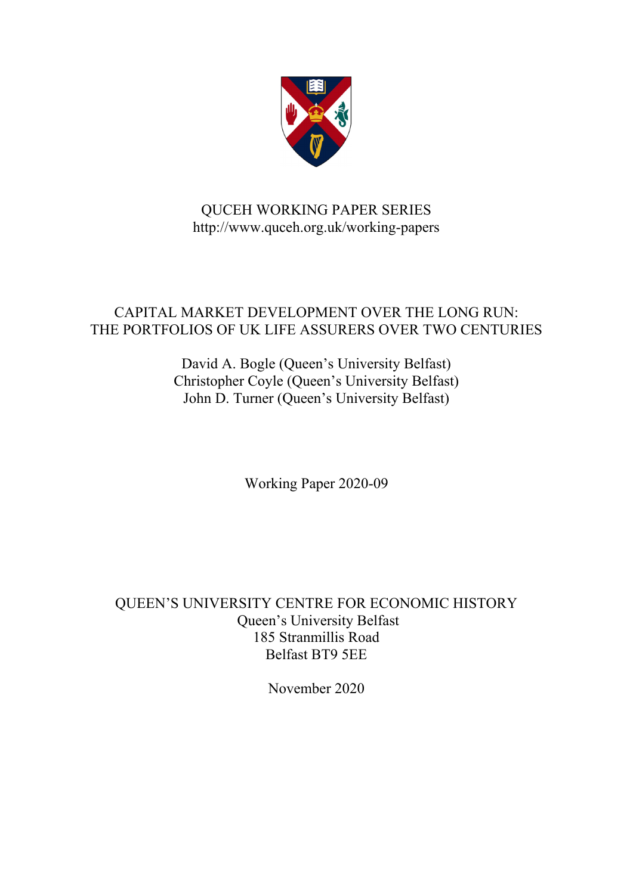QUCEH WORKING PAPER SERIES
http://www.quceh.org.uk/working-papers

# CAPITAL MARKET DEVELOPMENT OVER THE LONG RUN: THE PORTFOLIOS OF UK LIFE ASSURERS OVER TWO CENTURIES

David A. Bogle (Queen's University Belfast)
Christopher Coyle (Queen's University Belfast)
John D. Turner (Queen's University Belfast)

Working Paper 2020-09

QUEEN'S UNIVERSITY CENTRE FOR ECONOMIC HISTORY
Queen's University Belfast
185 Stranmillis Road
Belfast BT9 5EE

November 2020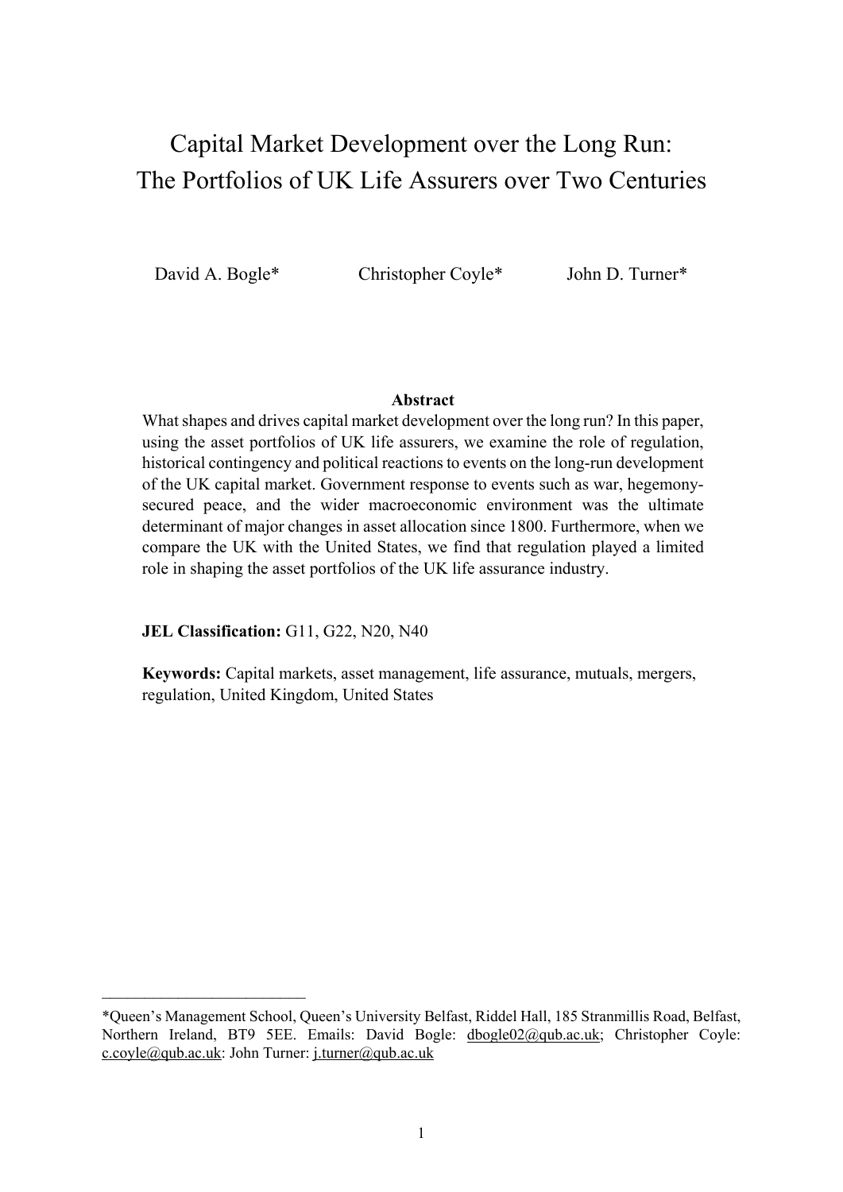# Capital Market Development over the Long Run: The Portfolios of UK Life Assurers over Two Centuries

David A. Bogle*　　Christopher Coyle*　　John D. Turner*

**Abstract**

What shapes and drives capital market development over the long run? In this paper, using the asset portfolios of UK life assurers, we examine the role of regulation, historical contingency and political reactions to events on the long-run development of the UK capital market. Government response to events such as war, hegemony-secured peace, and the wider macroeconomic environment was the ultimate determinant of major changes in asset allocation since 1800. Furthermore, when we compare the UK with the United States, we find that regulation played a limited role in shaping the asset portfolios of the UK life assurance industry.

**JEL Classification:** G11, G22, N20, N40

**Keywords:** Capital markets, asset management, life assurance, mutuals, mergers, regulation, United Kingdom, United States

---

*Queen's Management School, Queen's University Belfast, Riddel Hall, 185 Stranmillis Road, Belfast, Northern Ireland, BT9 5EE. Emails: David Bogle: dbogle02@qub.ac.uk; Christopher Coyle: c.coyle@qub.ac.uk: John Turner: j.turner@qub.ac.uk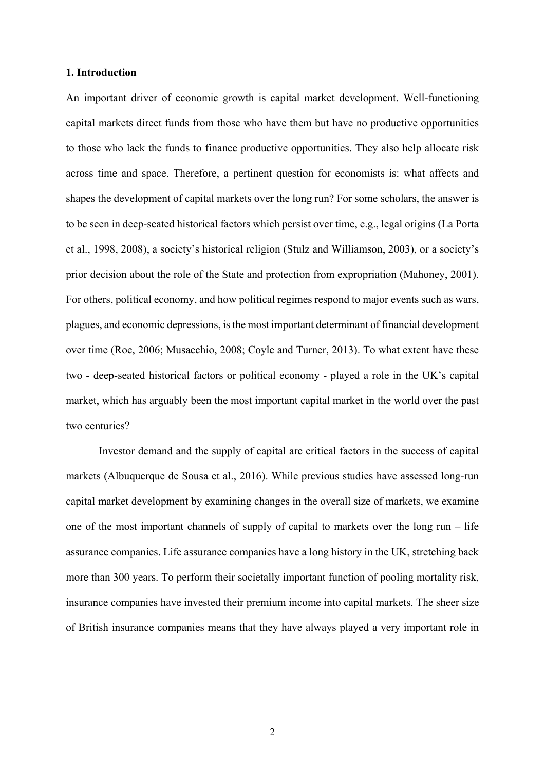## 1. Introduction

An important driver of economic growth is capital market development. Well-functioning capital markets direct funds from those who have them but have no productive opportunities to those who lack the funds to finance productive opportunities. They also help allocate risk across time and space. Therefore, a pertinent question for economists is: what affects and shapes the development of capital markets over the long run? For some scholars, the answer is to be seen in deep-seated historical factors which persist over time, e.g., legal origins (La Porta et al., 1998, 2008), a society's historical religion (Stulz and Williamson, 2003), or a society's prior decision about the role of the State and protection from expropriation (Mahoney, 2001). For others, political economy, and how political regimes respond to major events such as wars, plagues, and economic depressions, is the most important determinant of financial development over time (Roe, 2006; Musacchio, 2008; Coyle and Turner, 2013). To what extent have these two - deep-seated historical factors or political economy - played a role in the UK's capital market, which has arguably been the most important capital market in the world over the past two centuries?

Investor demand and the supply of capital are critical factors in the success of capital markets (Albuquerque de Sousa et al., 2016). While previous studies have assessed long-run capital market development by examining changes in the overall size of markets, we examine one of the most important channels of supply of capital to markets over the long run – life assurance companies. Life assurance companies have a long history in the UK, stretching back more than 300 years. To perform their societally important function of pooling mortality risk, insurance companies have invested their premium income into capital markets. The sheer size of British insurance companies means that they have always played a very important role in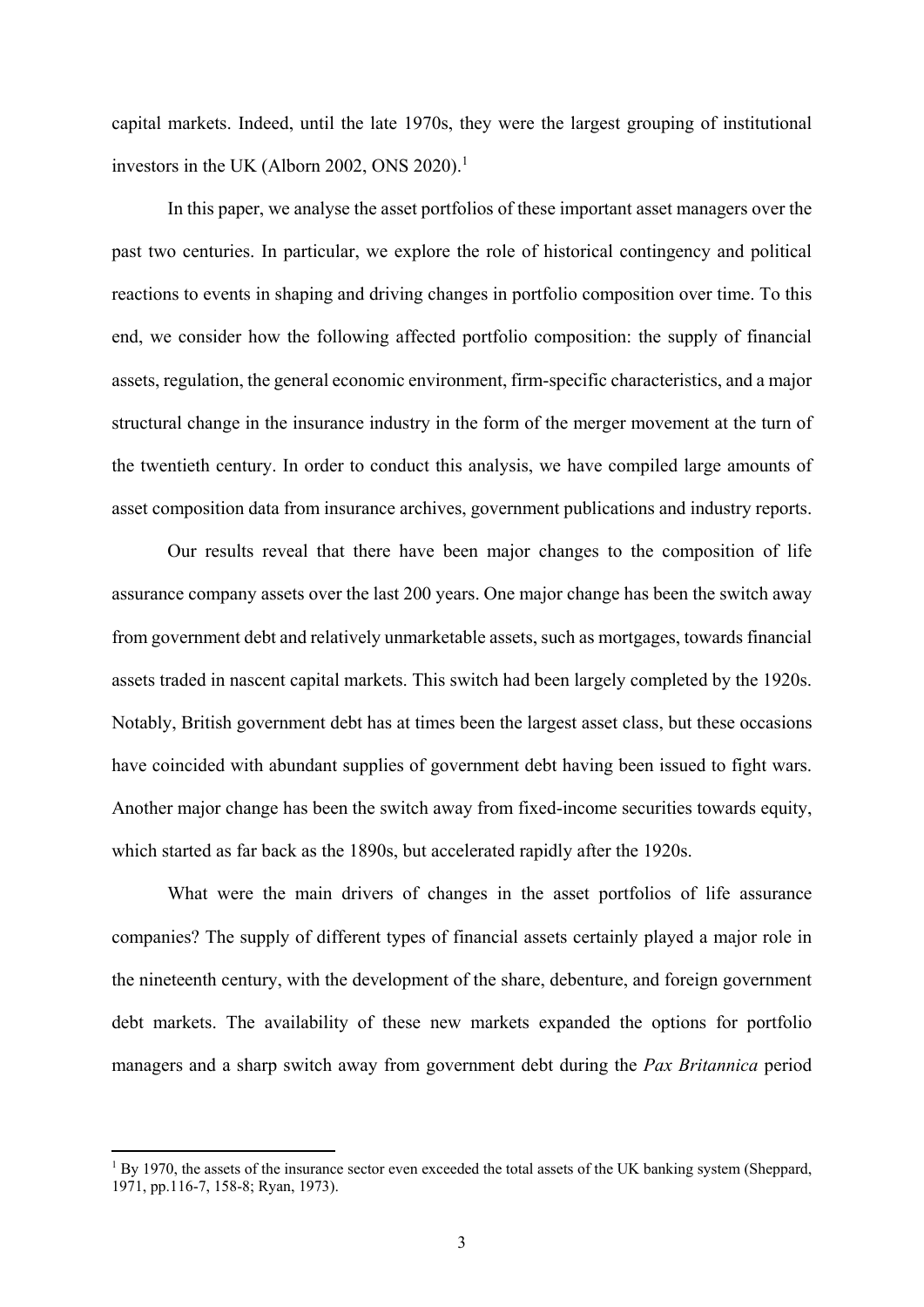capital markets. Indeed, until the late 1970s, they were the largest grouping of institutional investors in the UK (Alborn 2002, ONS 2020).[1]

In this paper, we analyse the asset portfolios of these important asset managers over the past two centuries. In particular, we explore the role of historical contingency and political reactions to events in shaping and driving changes in portfolio composition over time. To this end, we consider how the following affected portfolio composition: the supply of financial assets, regulation, the general economic environment, firm-specific characteristics, and a major structural change in the insurance industry in the form of the merger movement at the turn of the twentieth century. In order to conduct this analysis, we have compiled large amounts of asset composition data from insurance archives, government publications and industry reports.

Our results reveal that there have been major changes to the composition of life assurance company assets over the last 200 years. One major change has been the switch away from government debt and relatively unmarketable assets, such as mortgages, towards financial assets traded in nascent capital markets. This switch had been largely completed by the 1920s. Notably, British government debt has at times been the largest asset class, but these occasions have coincided with abundant supplies of government debt having been issued to fight wars. Another major change has been the switch away from fixed-income securities towards equity, which started as far back as the 1890s, but accelerated rapidly after the 1920s.

What were the main drivers of changes in the asset portfolios of life assurance companies? The supply of different types of financial assets certainly played a major role in the nineteenth century, with the development of the share, debenture, and foreign government debt markets. The availability of these new markets expanded the options for portfolio managers and a sharp switch away from government debt during the *Pax Britannica* period

[1] By 1970, the assets of the insurance sector even exceeded the total assets of the UK banking system (Sheppard, 1971, pp.116-7, 158-8; Ryan, 1973).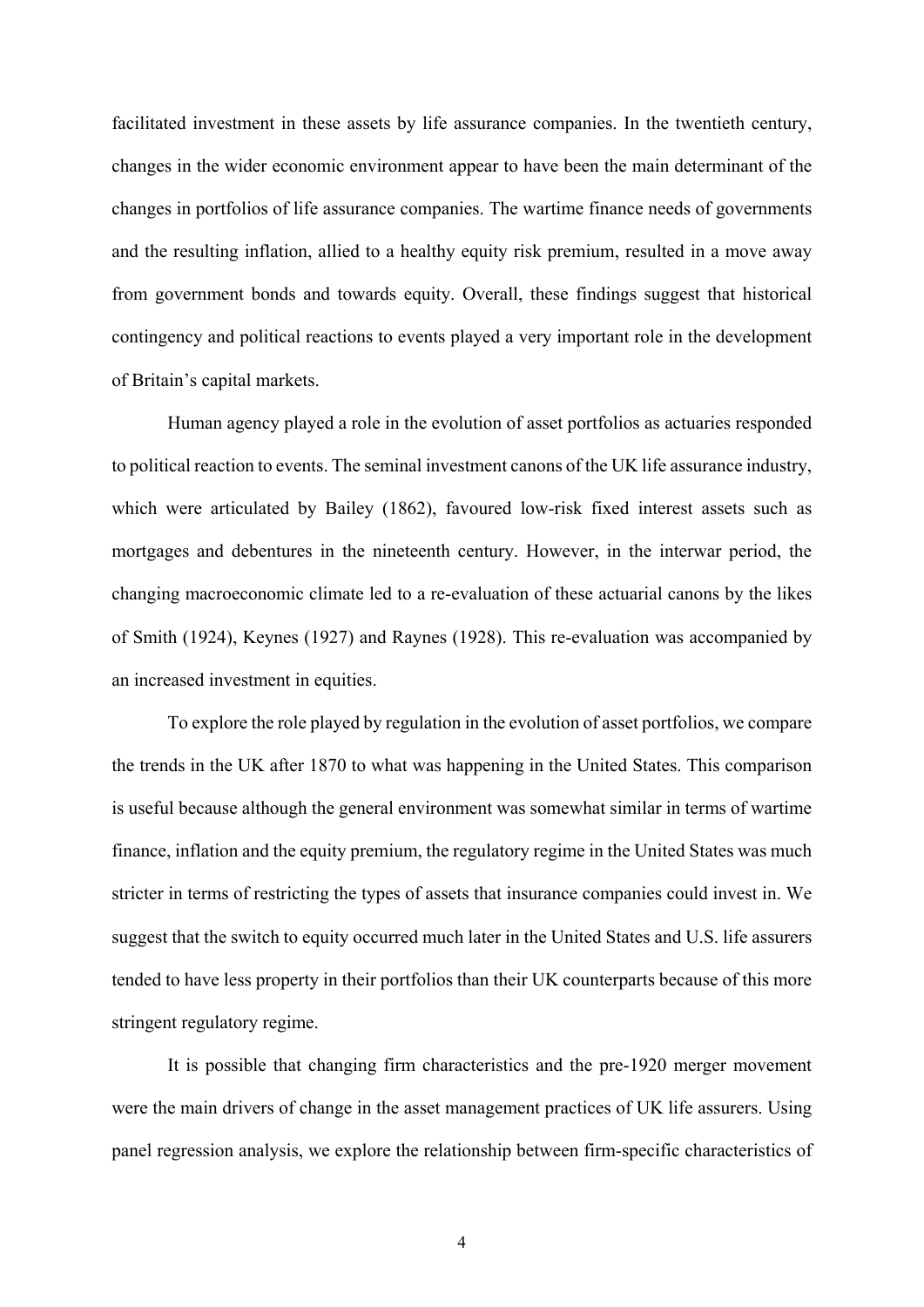facilitated investment in these assets by life assurance companies. In the twentieth century, changes in the wider economic environment appear to have been the main determinant of the changes in portfolios of life assurance companies. The wartime finance needs of governments and the resulting inflation, allied to a healthy equity risk premium, resulted in a move away from government bonds and towards equity. Overall, these findings suggest that historical contingency and political reactions to events played a very important role in the development of Britain's capital markets.

Human agency played a role in the evolution of asset portfolios as actuaries responded to political reaction to events. The seminal investment canons of the UK life assurance industry, which were articulated by Bailey (1862), favoured low-risk fixed interest assets such as mortgages and debentures in the nineteenth century. However, in the interwar period, the changing macroeconomic climate led to a re-evaluation of these actuarial canons by the likes of Smith (1924), Keynes (1927) and Raynes (1928). This re-evaluation was accompanied by an increased investment in equities.

To explore the role played by regulation in the evolution of asset portfolios, we compare the trends in the UK after 1870 to what was happening in the United States. This comparison is useful because although the general environment was somewhat similar in terms of wartime finance, inflation and the equity premium, the regulatory regime in the United States was much stricter in terms of restricting the types of assets that insurance companies could invest in. We suggest that the switch to equity occurred much later in the United States and U.S. life assurers tended to have less property in their portfolios than their UK counterparts because of this more stringent regulatory regime.

It is possible that changing firm characteristics and the pre-1920 merger movement were the main drivers of change in the asset management practices of UK life assurers. Using panel regression analysis, we explore the relationship between firm-specific characteristics of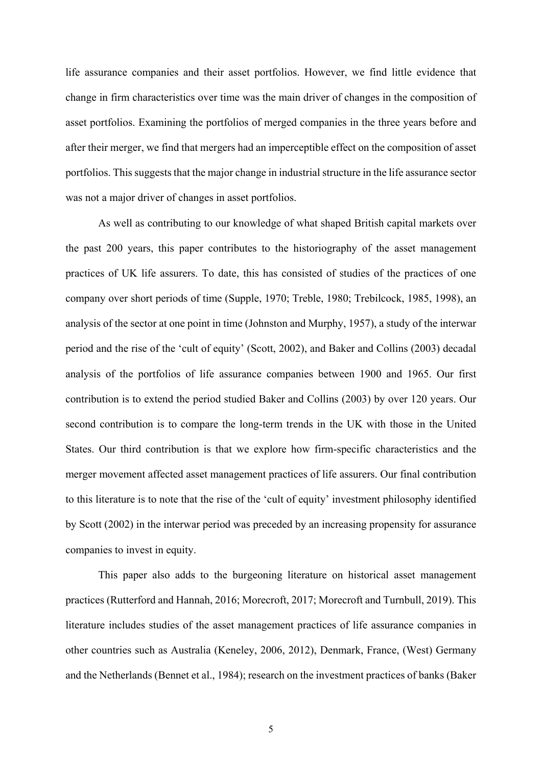life assurance companies and their asset portfolios. However, we find little evidence that change in firm characteristics over time was the main driver of changes in the composition of asset portfolios. Examining the portfolios of merged companies in the three years before and after their merger, we find that mergers had an imperceptible effect on the composition of asset portfolios. This suggests that the major change in industrial structure in the life assurance sector was not a major driver of changes in asset portfolios.

As well as contributing to our knowledge of what shaped British capital markets over the past 200 years, this paper contributes to the historiography of the asset management practices of UK life assurers. To date, this has consisted of studies of the practices of one company over short periods of time (Supple, 1970; Treble, 1980; Trebilcock, 1985, 1998), an analysis of the sector at one point in time (Johnston and Murphy, 1957), a study of the interwar period and the rise of the 'cult of equity' (Scott, 2002), and Baker and Collins (2003) decadal analysis of the portfolios of life assurance companies between 1900 and 1965. Our first contribution is to extend the period studied Baker and Collins (2003) by over 120 years. Our second contribution is to compare the long-term trends in the UK with those in the United States. Our third contribution is that we explore how firm-specific characteristics and the merger movement affected asset management practices of life assurers. Our final contribution to this literature is to note that the rise of the 'cult of equity' investment philosophy identified by Scott (2002) in the interwar period was preceded by an increasing propensity for assurance companies to invest in equity.

This paper also adds to the burgeoning literature on historical asset management practices (Rutterford and Hannah, 2016; Morecroft, 2017; Morecroft and Turnbull, 2019). This literature includes studies of the asset management practices of life assurance companies in other countries such as Australia (Keneley, 2006, 2012), Denmark, France, (West) Germany and the Netherlands (Bennet et al., 1984); research on the investment practices of banks (Baker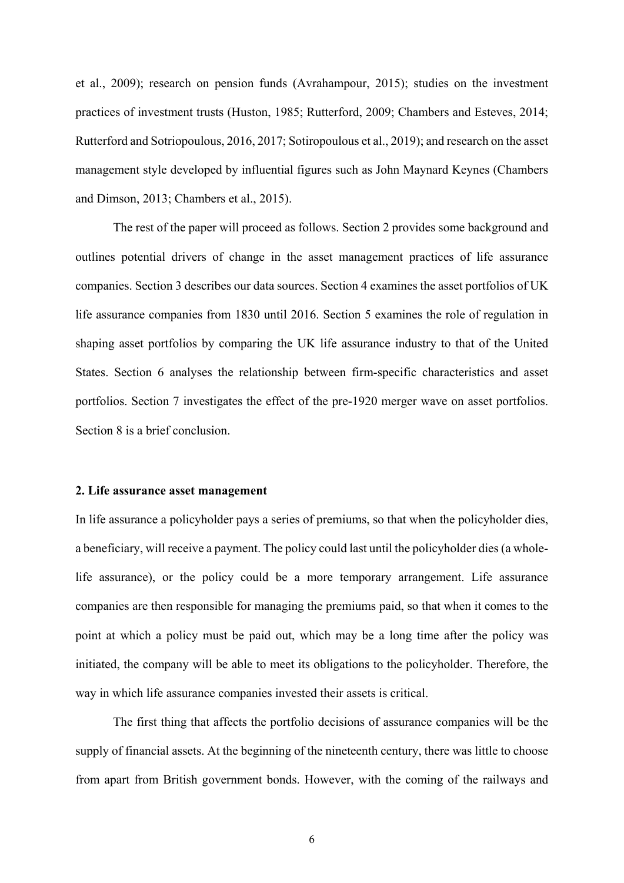et al., 2009); research on pension funds (Avrahampour, 2015); studies on the investment practices of investment trusts (Huston, 1985; Rutterford, 2009; Chambers and Esteves, 2014; Rutterford and Sotriopoulous, 2016, 2017; Sotiropoulous et al., 2019); and research on the asset management style developed by influential figures such as John Maynard Keynes (Chambers and Dimson, 2013; Chambers et al., 2015).

The rest of the paper will proceed as follows. Section 2 provides some background and outlines potential drivers of change in the asset management practices of life assurance companies. Section 3 describes our data sources. Section 4 examines the asset portfolios of UK life assurance companies from 1830 until 2016. Section 5 examines the role of regulation in shaping asset portfolios by comparing the UK life assurance industry to that of the United States. Section 6 analyses the relationship between firm-specific characteristics and asset portfolios. Section 7 investigates the effect of the pre-1920 merger wave on asset portfolios. Section 8 is a brief conclusion.

## 2. Life assurance asset management

In life assurance a policyholder pays a series of premiums, so that when the policyholder dies, a beneficiary, will receive a payment. The policy could last until the policyholder dies (a whole-life assurance), or the policy could be a more temporary arrangement. Life assurance companies are then responsible for managing the premiums paid, so that when it comes to the point at which a policy must be paid out, which may be a long time after the policy was initiated, the company will be able to meet its obligations to the policyholder. Therefore, the way in which life assurance companies invested their assets is critical.

The first thing that affects the portfolio decisions of assurance companies will be the supply of financial assets. At the beginning of the nineteenth century, there was little to choose from apart from British government bonds. However, with the coming of the railways and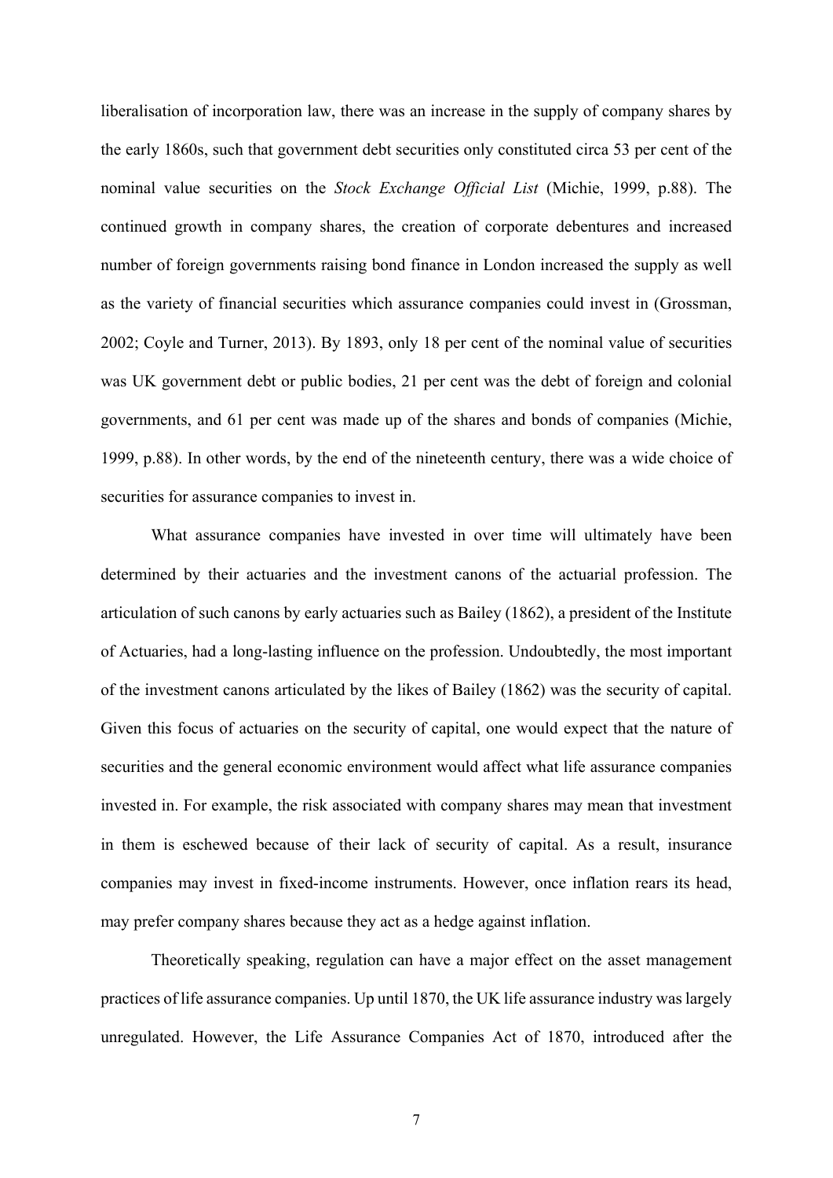liberalisation of incorporation law, there was an increase in the supply of company shares by the early 1860s, such that government debt securities only constituted circa 53 per cent of the nominal value securities on the *Stock Exchange Official List* (Michie, 1999, p.88). The continued growth in company shares, the creation of corporate debentures and increased number of foreign governments raising bond finance in London increased the supply as well as the variety of financial securities which assurance companies could invest in (Grossman, 2002; Coyle and Turner, 2013). By 1893, only 18 per cent of the nominal value of securities was UK government debt or public bodies, 21 per cent was the debt of foreign and colonial governments, and 61 per cent was made up of the shares and bonds of companies (Michie, 1999, p.88). In other words, by the end of the nineteenth century, there was a wide choice of securities for assurance companies to invest in.

What assurance companies have invested in over time will ultimately have been determined by their actuaries and the investment canons of the actuarial profession. The articulation of such canons by early actuaries such as Bailey (1862), a president of the Institute of Actuaries, had a long-lasting influence on the profession. Undoubtedly, the most important of the investment canons articulated by the likes of Bailey (1862) was the security of capital. Given this focus of actuaries on the security of capital, one would expect that the nature of securities and the general economic environment would affect what life assurance companies invested in. For example, the risk associated with company shares may mean that investment in them is eschewed because of their lack of security of capital. As a result, insurance companies may invest in fixed-income instruments. However, once inflation rears its head, may prefer company shares because they act as a hedge against inflation.

Theoretically speaking, regulation can have a major effect on the asset management practices of life assurance companies. Up until 1870, the UK life assurance industry was largely unregulated. However, the Life Assurance Companies Act of 1870, introduced after the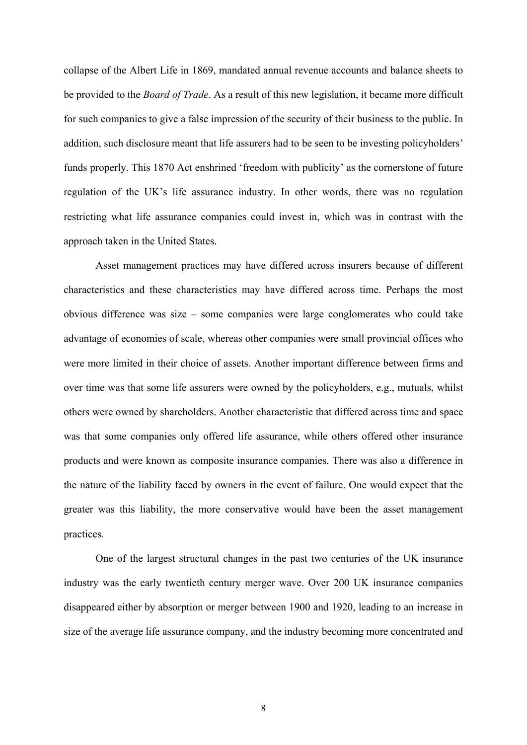collapse of the Albert Life in 1869, mandated annual revenue accounts and balance sheets to be provided to the *Board of Trade*. As a result of this new legislation, it became more difficult for such companies to give a false impression of the security of their business to the public. In addition, such disclosure meant that life assurers had to be seen to be investing policyholders' funds properly. This 1870 Act enshrined 'freedom with publicity' as the cornerstone of future regulation of the UK's life assurance industry. In other words, there was no regulation restricting what life assurance companies could invest in, which was in contrast with the approach taken in the United States.

Asset management practices may have differed across insurers because of different characteristics and these characteristics may have differed across time. Perhaps the most obvious difference was size – some companies were large conglomerates who could take advantage of economies of scale, whereas other companies were small provincial offices who were more limited in their choice of assets. Another important difference between firms and over time was that some life assurers were owned by the policyholders, e.g., mutuals, whilst others were owned by shareholders. Another characteristic that differed across time and space was that some companies only offered life assurance, while others offered other insurance products and were known as composite insurance companies. There was also a difference in the nature of the liability faced by owners in the event of failure. One would expect that the greater was this liability, the more conservative would have been the asset management practices.

One of the largest structural changes in the past two centuries of the UK insurance industry was the early twentieth century merger wave. Over 200 UK insurance companies disappeared either by absorption or merger between 1900 and 1920, leading to an increase in size of the average life assurance company, and the industry becoming more concentrated and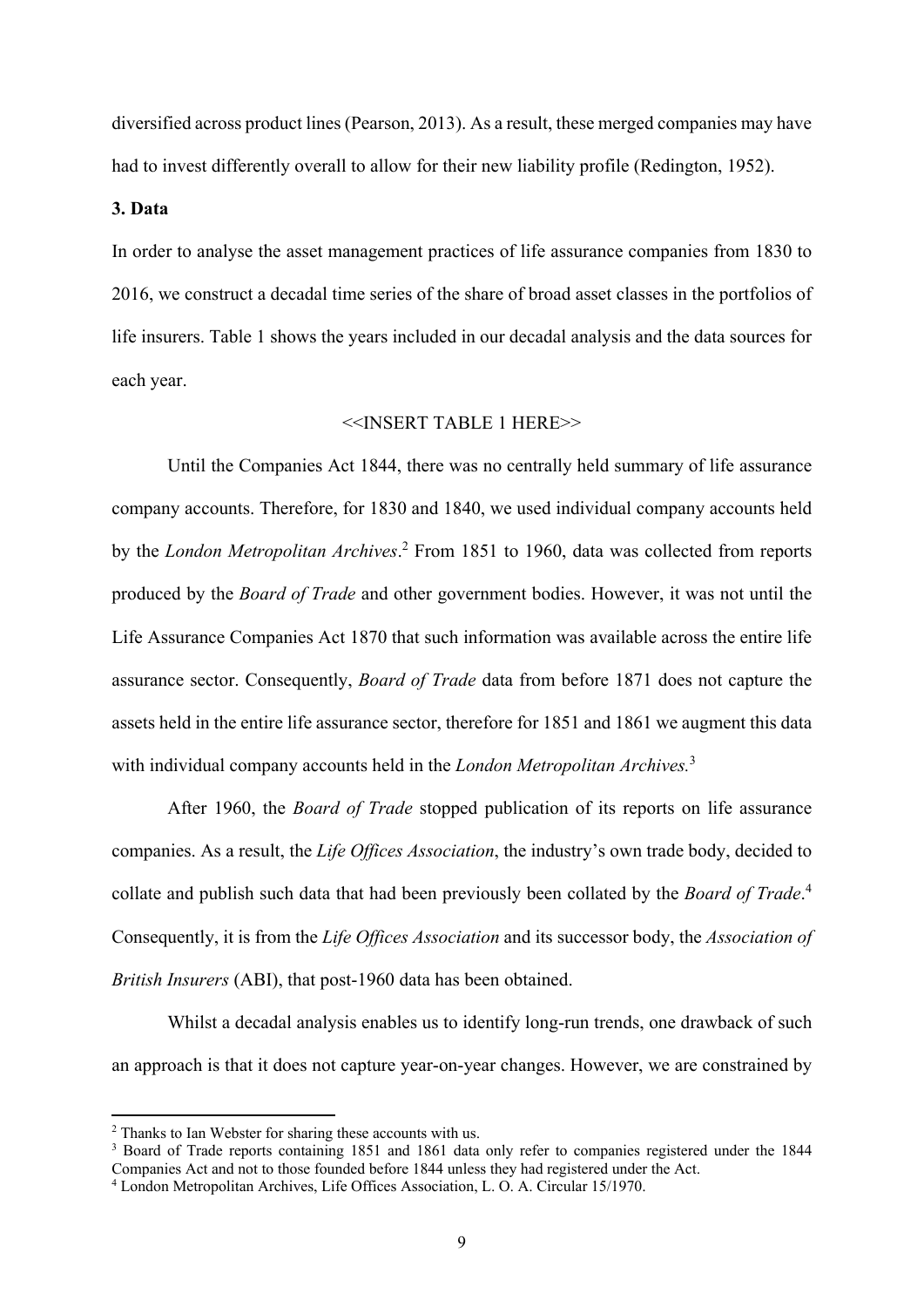diversified across product lines (Pearson, 2013). As a result, these merged companies may have had to invest differently overall to allow for their new liability profile (Redington, 1952).

### 3. Data

In order to analyse the asset management practices of life assurance companies from 1830 to 2016, we construct a decadal time series of the share of broad asset classes in the portfolios of life insurers. Table 1 shows the years included in our decadal analysis and the data sources for each year.

<<INSERT TABLE 1 HERE>>

Until the Companies Act 1844, there was no centrally held summary of life assurance company accounts. Therefore, for 1830 and 1840, we used individual company accounts held by the *London Metropolitan Archives*.[2] From 1851 to 1960, data was collected from reports produced by the *Board of Trade* and other government bodies. However, it was not until the Life Assurance Companies Act 1870 that such information was available across the entire life assurance sector. Consequently, *Board of Trade* data from before 1871 does not capture the assets held in the entire life assurance sector, therefore for 1851 and 1861 we augment this data with individual company accounts held in the *London Metropolitan Archives.*[3]

After 1960, the *Board of Trade* stopped publication of its reports on life assurance companies. As a result, the *Life Offices Association*, the industry's own trade body, decided to collate and publish such data that had been previously been collated by the *Board of Trade*.[4] Consequently, it is from the *Life Offices Association* and its successor body, the *Association of British Insurers* (ABI), that post-1960 data has been obtained.

Whilst a decadal analysis enables us to identify long-run trends, one drawback of such an approach is that it does not capture year-on-year changes. However, we are constrained by

---

[2] Thanks to Ian Webster for sharing these accounts with us.

[3] Board of Trade reports containing 1851 and 1861 data only refer to companies registered under the 1844 Companies Act and not to those founded before 1844 unless they had registered under the Act.

[4] London Metropolitan Archives, Life Offices Association, L. O. A. Circular 15/1970.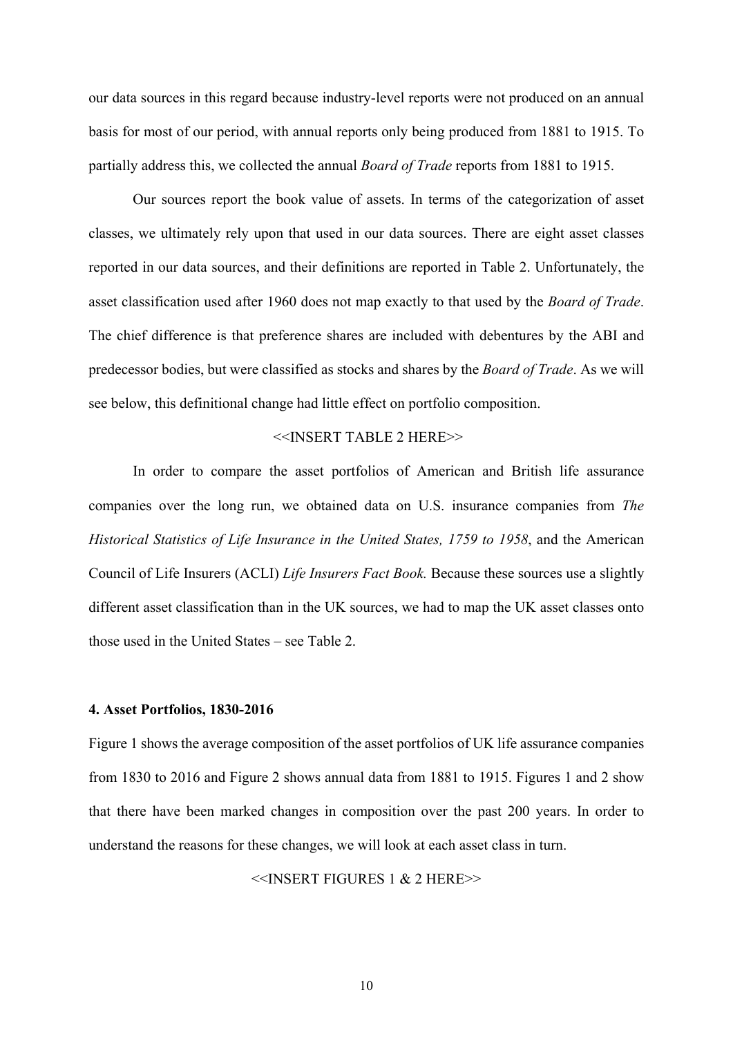our data sources in this regard because industry-level reports were not produced on an annual basis for most of our period, with annual reports only being produced from 1881 to 1915. To partially address this, we collected the annual *Board of Trade* reports from 1881 to 1915.

Our sources report the book value of assets. In terms of the categorization of asset classes, we ultimately rely upon that used in our data sources. There are eight asset classes reported in our data sources, and their definitions are reported in Table 2. Unfortunately, the asset classification used after 1960 does not map exactly to that used by the *Board of Trade*. The chief difference is that preference shares are included with debentures by the ABI and predecessor bodies, but were classified as stocks and shares by the *Board of Trade*. As we will see below, this definitional change had little effect on portfolio composition.

<<INSERT TABLE 2 HERE>>

In order to compare the asset portfolios of American and British life assurance companies over the long run, we obtained data on U.S. insurance companies from *The Historical Statistics of Life Insurance in the United States, 1759 to 1958*, and the American Council of Life Insurers (ACLI) *Life Insurers Fact Book.* Because these sources use a slightly different asset classification than in the UK sources, we had to map the UK asset classes onto those used in the United States – see Table 2.

## 4. Asset Portfolios, 1830-2016

Figure 1 shows the average composition of the asset portfolios of UK life assurance companies from 1830 to 2016 and Figure 2 shows annual data from 1881 to 1915. Figures 1 and 2 show that there have been marked changes in composition over the past 200 years. In order to understand the reasons for these changes, we will look at each asset class in turn.

<<INSERT FIGURES 1 & 2 HERE>>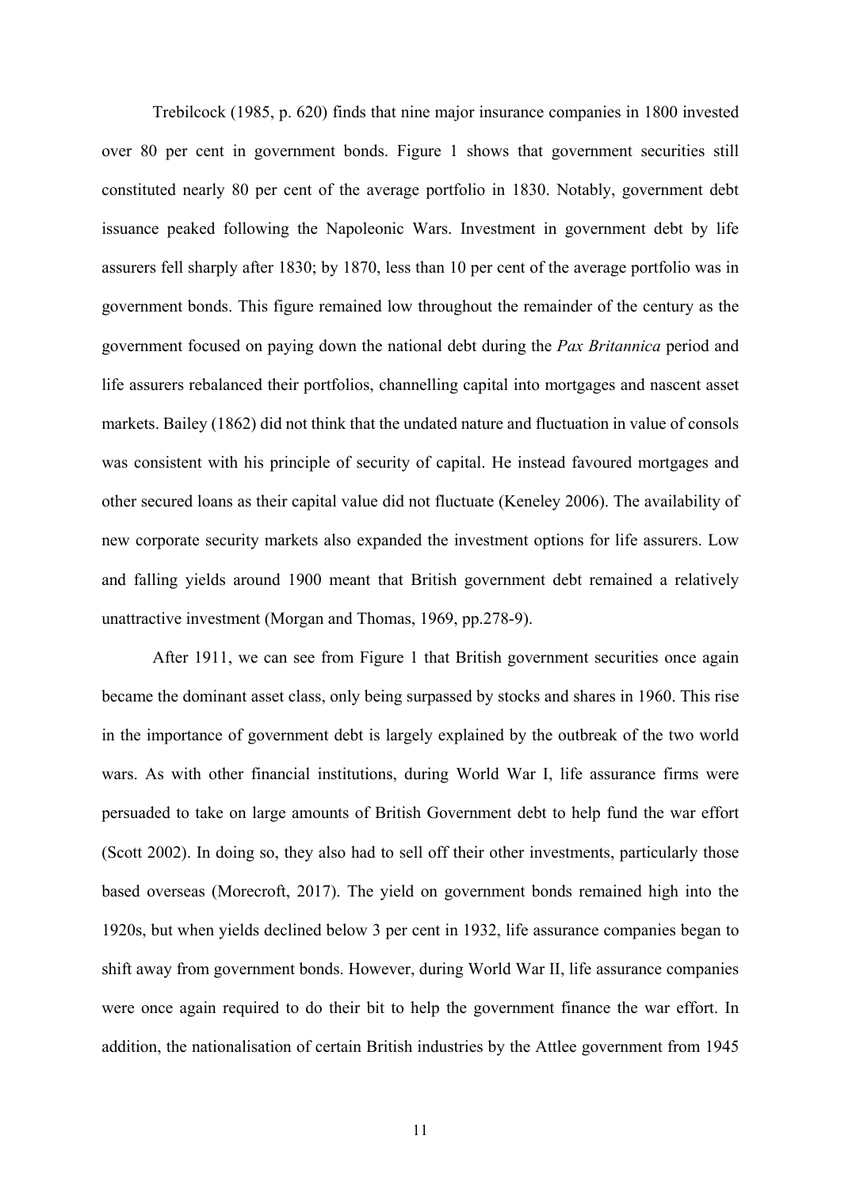Trebilcock (1985, p. 620) finds that nine major insurance companies in 1800 invested over 80 per cent in government bonds. Figure 1 shows that government securities still constituted nearly 80 per cent of the average portfolio in 1830. Notably, government debt issuance peaked following the Napoleonic Wars. Investment in government debt by life assurers fell sharply after 1830; by 1870, less than 10 per cent of the average portfolio was in government bonds. This figure remained low throughout the remainder of the century as the government focused on paying down the national debt during the *Pax Britannica* period and life assurers rebalanced their portfolios, channelling capital into mortgages and nascent asset markets. Bailey (1862) did not think that the undated nature and fluctuation in value of consols was consistent with his principle of security of capital. He instead favoured mortgages and other secured loans as their capital value did not fluctuate (Keneley 2006). The availability of new corporate security markets also expanded the investment options for life assurers. Low and falling yields around 1900 meant that British government debt remained a relatively unattractive investment (Morgan and Thomas, 1969, pp.278-9).

After 1911, we can see from Figure 1 that British government securities once again became the dominant asset class, only being surpassed by stocks and shares in 1960. This rise in the importance of government debt is largely explained by the outbreak of the two world wars. As with other financial institutions, during World War I, life assurance firms were persuaded to take on large amounts of British Government debt to help fund the war effort (Scott 2002). In doing so, they also had to sell off their other investments, particularly those based overseas (Morecroft, 2017). The yield on government bonds remained high into the 1920s, but when yields declined below 3 per cent in 1932, life assurance companies began to shift away from government bonds. However, during World War II, life assurance companies were once again required to do their bit to help the government finance the war effort. In addition, the nationalisation of certain British industries by the Attlee government from 1945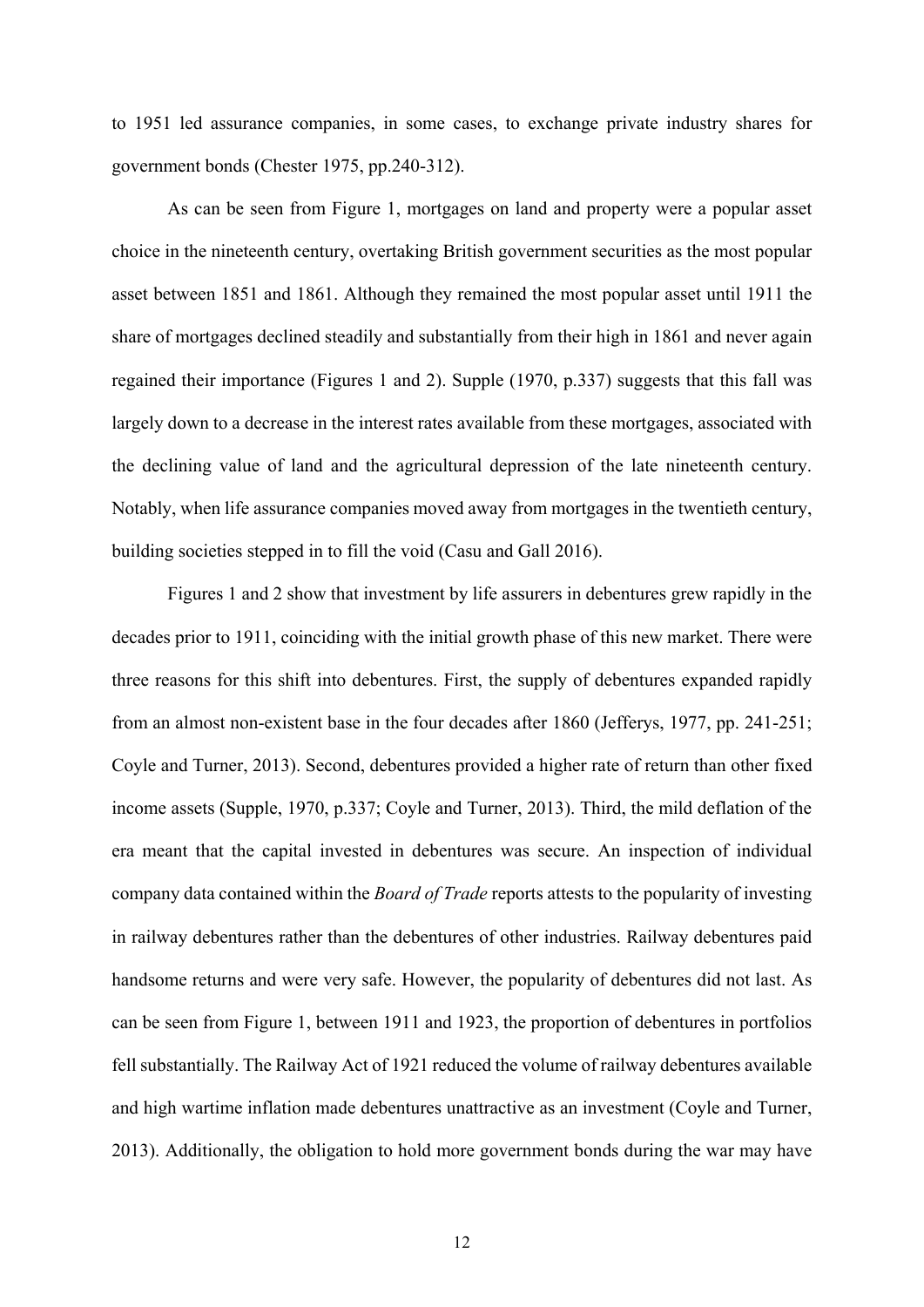to 1951 led assurance companies, in some cases, to exchange private industry shares for government bonds (Chester 1975, pp.240-312).

As can be seen from Figure 1, mortgages on land and property were a popular asset choice in the nineteenth century, overtaking British government securities as the most popular asset between 1851 and 1861. Although they remained the most popular asset until 1911 the share of mortgages declined steadily and substantially from their high in 1861 and never again regained their importance (Figures 1 and 2). Supple (1970, p.337) suggests that this fall was largely down to a decrease in the interest rates available from these mortgages, associated with the declining value of land and the agricultural depression of the late nineteenth century. Notably, when life assurance companies moved away from mortgages in the twentieth century, building societies stepped in to fill the void (Casu and Gall 2016).

Figures 1 and 2 show that investment by life assurers in debentures grew rapidly in the decades prior to 1911, coinciding with the initial growth phase of this new market. There were three reasons for this shift into debentures. First, the supply of debentures expanded rapidly from an almost non-existent base in the four decades after 1860 (Jefferys, 1977, pp. 241-251; Coyle and Turner, 2013). Second, debentures provided a higher rate of return than other fixed income assets (Supple, 1970, p.337; Coyle and Turner, 2013). Third, the mild deflation of the era meant that the capital invested in debentures was secure. An inspection of individual company data contained within the *Board of Trade* reports attests to the popularity of investing in railway debentures rather than the debentures of other industries. Railway debentures paid handsome returns and were very safe. However, the popularity of debentures did not last. As can be seen from Figure 1, between 1911 and 1923, the proportion of debentures in portfolios fell substantially. The Railway Act of 1921 reduced the volume of railway debentures available and high wartime inflation made debentures unattractive as an investment (Coyle and Turner, 2013). Additionally, the obligation to hold more government bonds during the war may have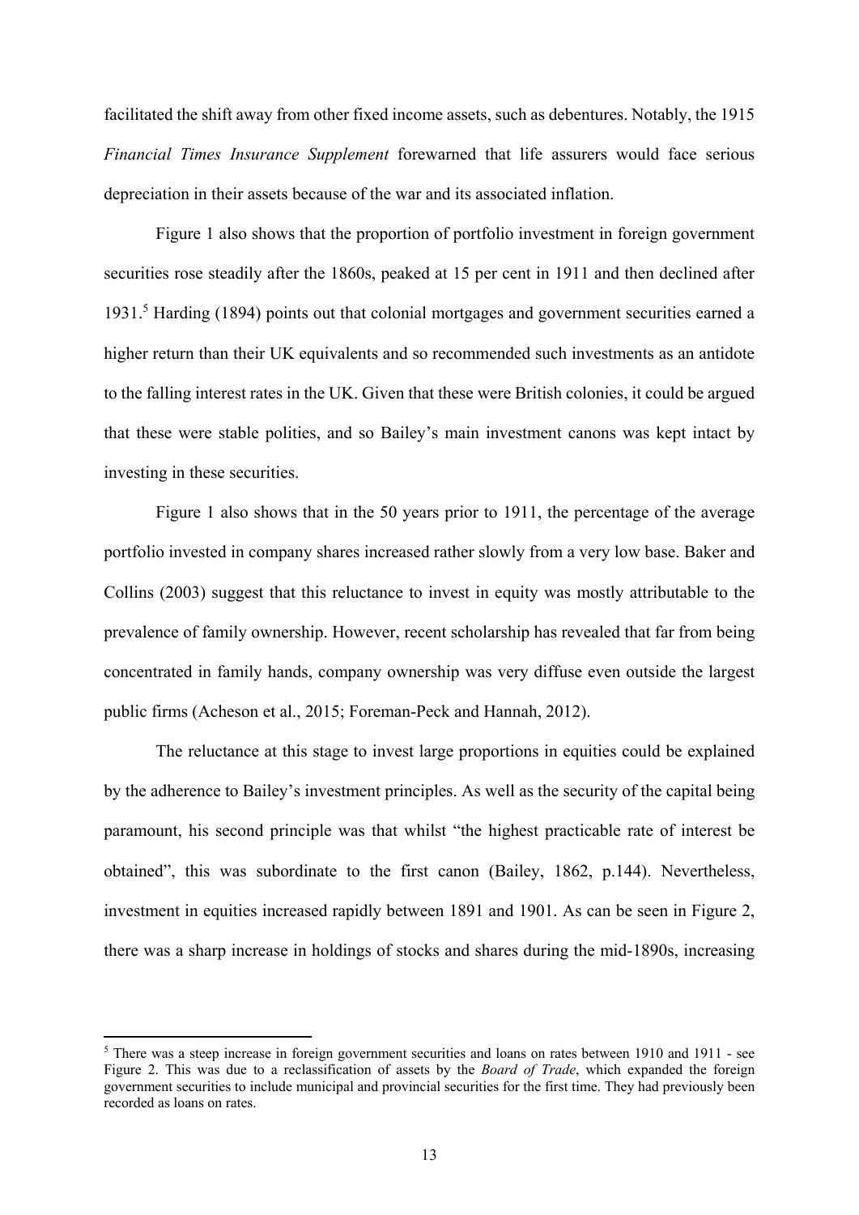facilitated the shift away from other fixed income assets, such as debentures. Notably, the 1915 *Financial Times Insurance Supplement* forewarned that life assurers would face serious depreciation in their assets because of the war and its associated inflation.

Figure 1 also shows that the proportion of portfolio investment in foreign government securities rose steadily after the 1860s, peaked at 15 per cent in 1911 and then declined after 1931.[5] Harding (1894) points out that colonial mortgages and government securities earned a higher return than their UK equivalents and so recommended such investments as an antidote to the falling interest rates in the UK. Given that these were British colonies, it could be argued that these were stable polities, and so Bailey's main investment canons was kept intact by investing in these securities.

Figure 1 also shows that in the 50 years prior to 1911, the percentage of the average portfolio invested in company shares increased rather slowly from a very low base. Baker and Collins (2003) suggest that this reluctance to invest in equity was mostly attributable to the prevalence of family ownership. However, recent scholarship has revealed that far from being concentrated in family hands, company ownership was very diffuse even outside the largest public firms (Acheson et al., 2015; Foreman-Peck and Hannah, 2012).

The reluctance at this stage to invest large proportions in equities could be explained by the adherence to Bailey's investment principles. As well as the security of the capital being paramount, his second principle was that whilst "the highest practicable rate of interest be obtained", this was subordinate to the first canon (Bailey, 1862, p.144). Nevertheless, investment in equities increased rapidly between 1891 and 1901. As can be seen in Figure 2, there was a sharp increase in holdings of stocks and shares during the mid-1890s, increasing

[5] There was a steep increase in foreign government securities and loans on rates between 1910 and 1911 - see Figure 2. This was due to a reclassification of assets by the *Board of Trade*, which expanded the foreign government securities to include municipal and provincial securities for the first time. They had previously been recorded as loans on rates.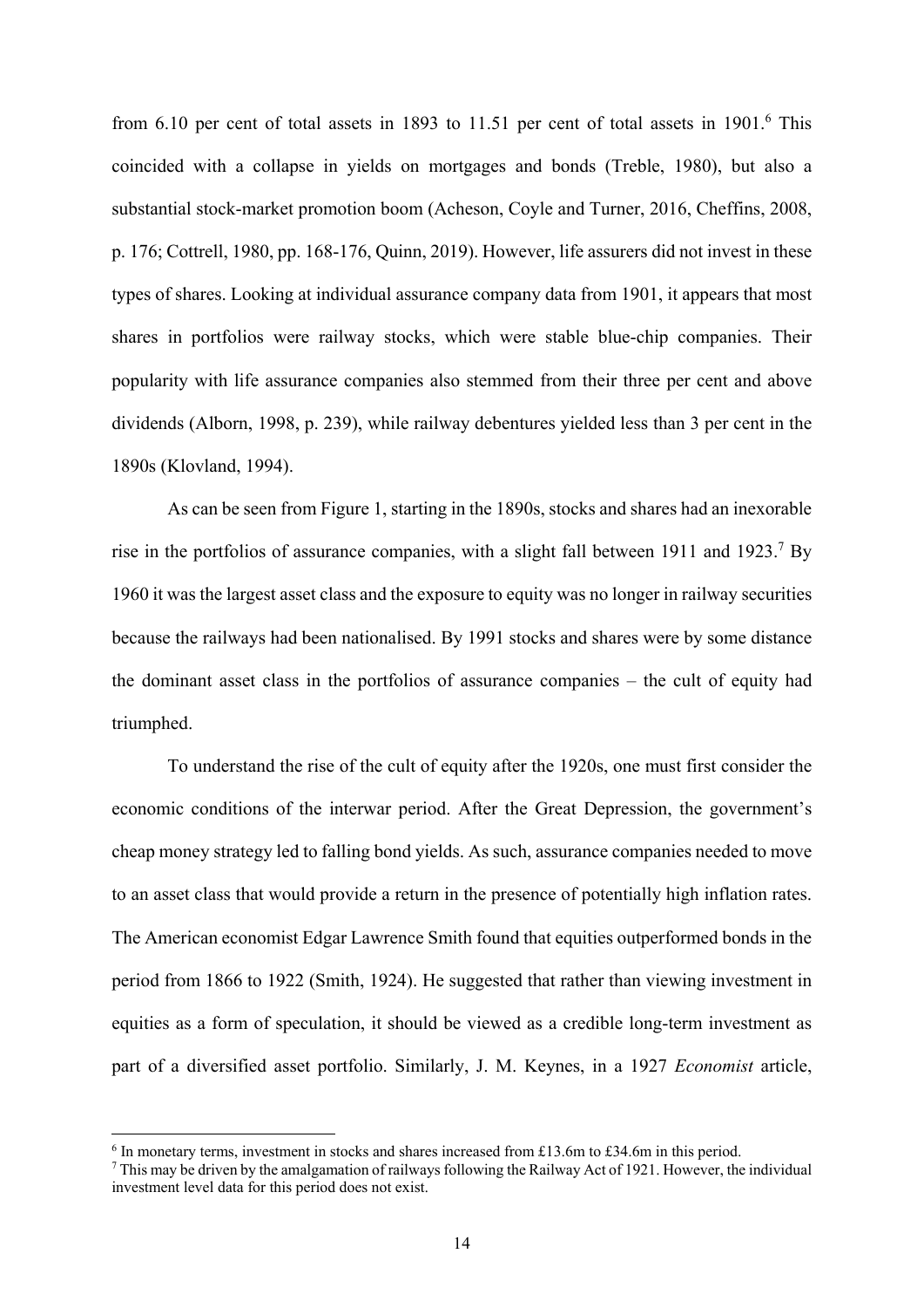from 6.10 per cent of total assets in 1893 to 11.51 per cent of total assets in 1901.[6] This coincided with a collapse in yields on mortgages and bonds (Treble, 1980), but also a substantial stock-market promotion boom (Acheson, Coyle and Turner, 2016, Cheffins, 2008, p. 176; Cottrell, 1980, pp. 168-176, Quinn, 2019). However, life assurers did not invest in these types of shares. Looking at individual assurance company data from 1901, it appears that most shares in portfolios were railway stocks, which were stable blue-chip companies. Their popularity with life assurance companies also stemmed from their three per cent and above dividends (Alborn, 1998, p. 239), while railway debentures yielded less than 3 per cent in the 1890s (Klovland, 1994).

As can be seen from Figure 1, starting in the 1890s, stocks and shares had an inexorable rise in the portfolios of assurance companies, with a slight fall between 1911 and 1923.[7] By 1960 it was the largest asset class and the exposure to equity was no longer in railway securities because the railways had been nationalised. By 1991 stocks and shares were by some distance the dominant asset class in the portfolios of assurance companies – the cult of equity had triumphed.

To understand the rise of the cult of equity after the 1920s, one must first consider the economic conditions of the interwar period. After the Great Depression, the government's cheap money strategy led to falling bond yields. As such, assurance companies needed to move to an asset class that would provide a return in the presence of potentially high inflation rates. The American economist Edgar Lawrence Smith found that equities outperformed bonds in the period from 1866 to 1922 (Smith, 1924). He suggested that rather than viewing investment in equities as a form of speculation, it should be viewed as a credible long-term investment as part of a diversified asset portfolio. Similarly, J. M. Keynes, in a 1927 *Economist* article,

---

[6] In monetary terms, investment in stocks and shares increased from £13.6m to £34.6m in this period.

[7] This may be driven by the amalgamation of railways following the Railway Act of 1921. However, the individual investment level data for this period does not exist.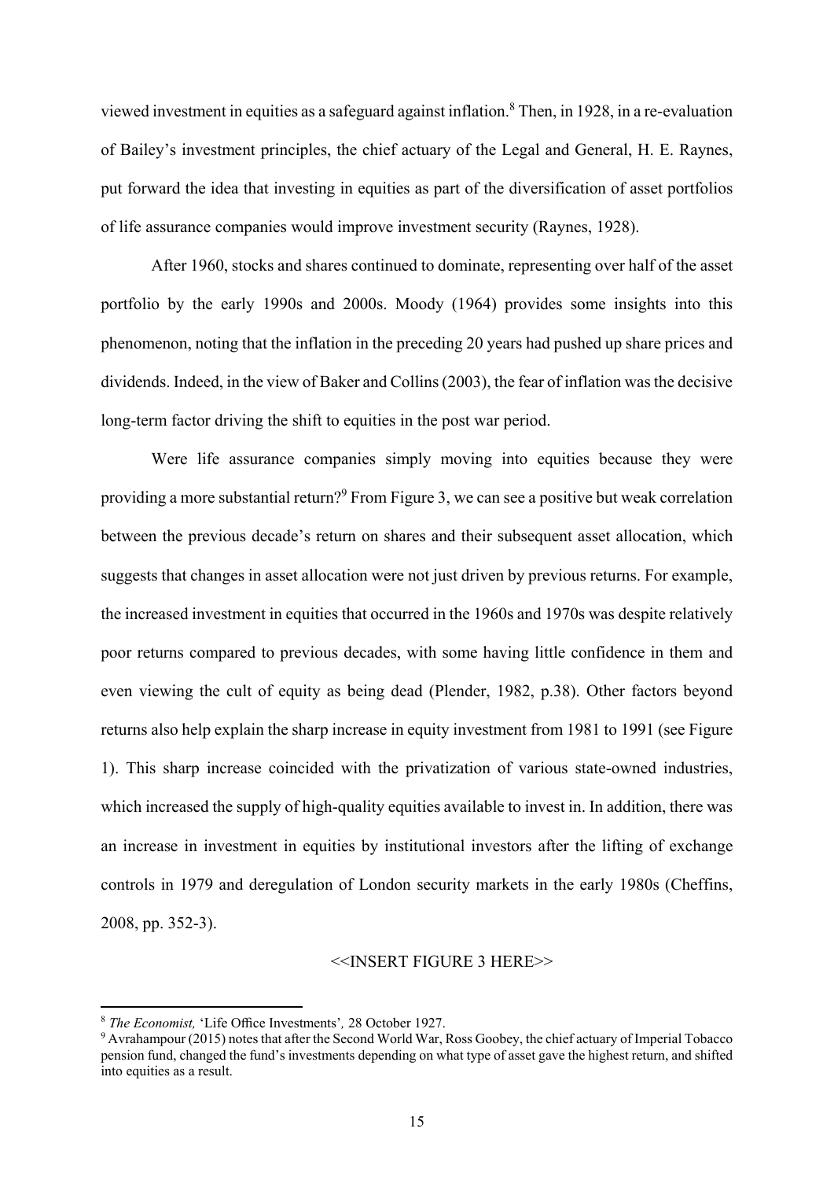viewed investment in equities as a safeguard against inflation.[8] Then, in 1928, in a re-evaluation of Bailey's investment principles, the chief actuary of the Legal and General, H. E. Raynes, put forward the idea that investing in equities as part of the diversification of asset portfolios of life assurance companies would improve investment security (Raynes, 1928).

After 1960, stocks and shares continued to dominate, representing over half of the asset portfolio by the early 1990s and 2000s. Moody (1964) provides some insights into this phenomenon, noting that the inflation in the preceding 20 years had pushed up share prices and dividends. Indeed, in the view of Baker and Collins (2003), the fear of inflation was the decisive long-term factor driving the shift to equities in the post war period.

Were life assurance companies simply moving into equities because they were providing a more substantial return?[9] From Figure 3, we can see a positive but weak correlation between the previous decade's return on shares and their subsequent asset allocation, which suggests that changes in asset allocation were not just driven by previous returns. For example, the increased investment in equities that occurred in the 1960s and 1970s was despite relatively poor returns compared to previous decades, with some having little confidence in them and even viewing the cult of equity as being dead (Plender, 1982, p.38). Other factors beyond returns also help explain the sharp increase in equity investment from 1981 to 1991 (see Figure 1). This sharp increase coincided with the privatization of various state-owned industries, which increased the supply of high-quality equities available to invest in. In addition, there was an increase in investment in equities by institutional investors after the lifting of exchange controls in 1979 and deregulation of London security markets in the early 1980s (Cheffins, 2008, pp. 352-3).

<<INSERT FIGURE 3 HERE>>

[8] *The Economist,* 'Life Office Investments'*,* 28 October 1927.

[9] Avrahampour (2015) notes that after the Second World War, Ross Goobey, the chief actuary of Imperial Tobacco pension fund, changed the fund's investments depending on what type of asset gave the highest return, and shifted into equities as a result.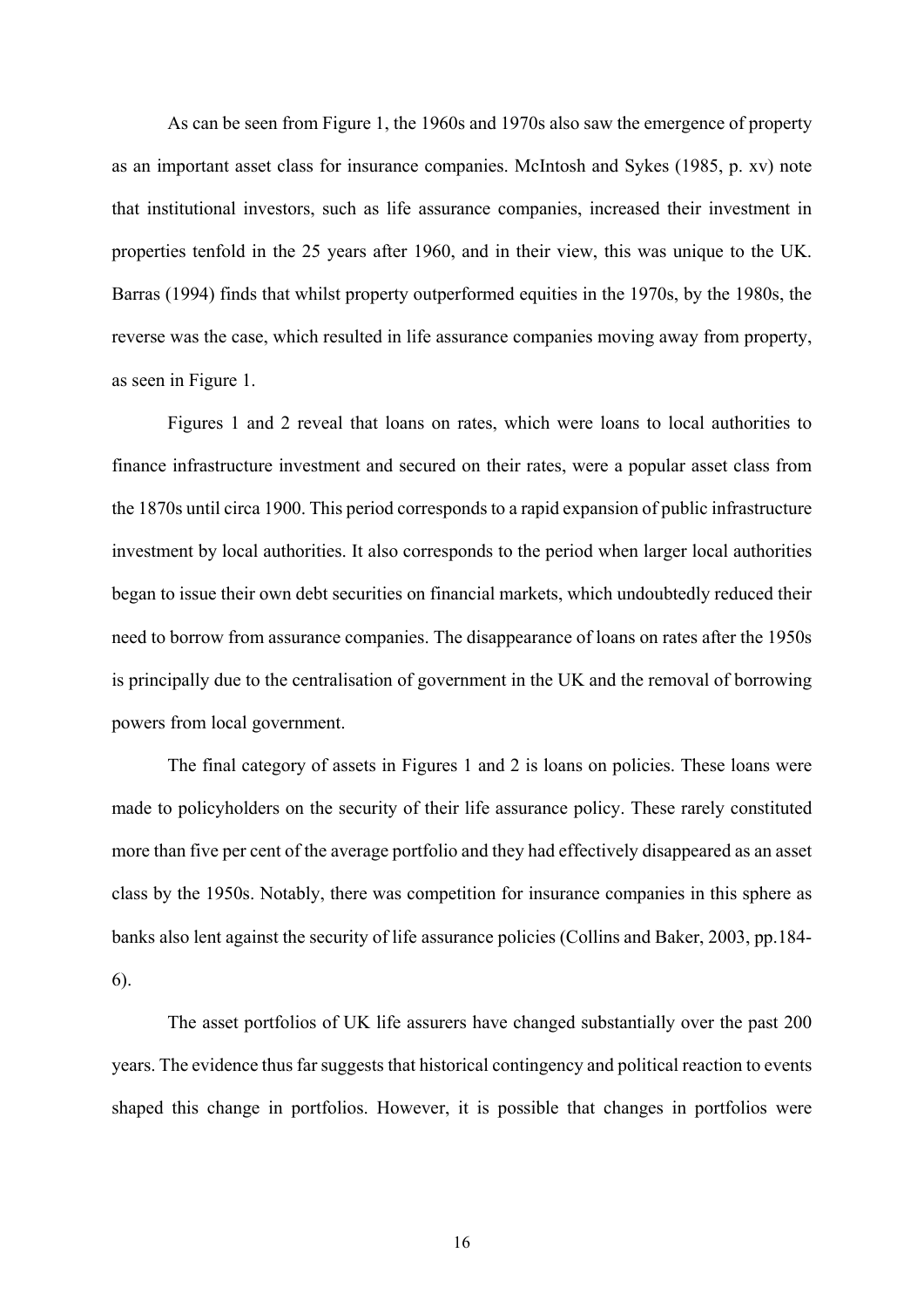As can be seen from Figure 1, the 1960s and 1970s also saw the emergence of property as an important asset class for insurance companies. McIntosh and Sykes (1985, p. xv) note that institutional investors, such as life assurance companies, increased their investment in properties tenfold in the 25 years after 1960, and in their view, this was unique to the UK. Barras (1994) finds that whilst property outperformed equities in the 1970s, by the 1980s, the reverse was the case, which resulted in life assurance companies moving away from property, as seen in Figure 1.

Figures 1 and 2 reveal that loans on rates, which were loans to local authorities to finance infrastructure investment and secured on their rates, were a popular asset class from the 1870s until circa 1900. This period corresponds to a rapid expansion of public infrastructure investment by local authorities. It also corresponds to the period when larger local authorities began to issue their own debt securities on financial markets, which undoubtedly reduced their need to borrow from assurance companies. The disappearance of loans on rates after the 1950s is principally due to the centralisation of government in the UK and the removal of borrowing powers from local government.

The final category of assets in Figures 1 and 2 is loans on policies. These loans were made to policyholders on the security of their life assurance policy. These rarely constituted more than five per cent of the average portfolio and they had effectively disappeared as an asset class by the 1950s. Notably, there was competition for insurance companies in this sphere as banks also lent against the security of life assurance policies (Collins and Baker, 2003, pp.184-6).

The asset portfolios of UK life assurers have changed substantially over the past 200 years. The evidence thus far suggests that historical contingency and political reaction to events shaped this change in portfolios. However, it is possible that changes in portfolios were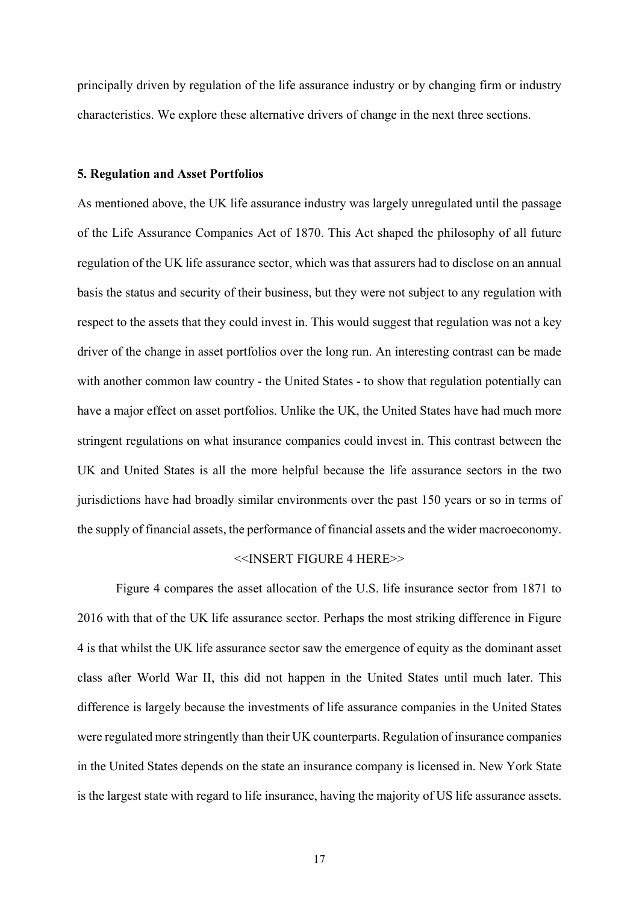principally driven by regulation of the life assurance industry or by changing firm or industry characteristics. We explore these alternative drivers of change in the next three sections.

## 5. Regulation and Asset Portfolios

As mentioned above, the UK life assurance industry was largely unregulated until the passage of the Life Assurance Companies Act of 1870. This Act shaped the philosophy of all future regulation of the UK life assurance sector, which was that assurers had to disclose on an annual basis the status and security of their business, but they were not subject to any regulation with respect to the assets that they could invest in. This would suggest that regulation was not a key driver of the change in asset portfolios over the long run. An interesting contrast can be made with another common law country - the United States - to show that regulation potentially can have a major effect on asset portfolios. Unlike the UK, the United States have had much more stringent regulations on what insurance companies could invest in. This contrast between the UK and United States is all the more helpful because the life assurance sectors in the two jurisdictions have had broadly similar environments over the past 150 years or so in terms of the supply of financial assets, the performance of financial assets and the wider macroeconomy.

<<INSERT FIGURE 4 HERE>>

Figure 4 compares the asset allocation of the U.S. life insurance sector from 1871 to 2016 with that of the UK life assurance sector. Perhaps the most striking difference in Figure 4 is that whilst the UK life assurance sector saw the emergence of equity as the dominant asset class after World War II, this did not happen in the United States until much later. This difference is largely because the investments of life assurance companies in the United States were regulated more stringently than their UK counterparts. Regulation of insurance companies in the United States depends on the state an insurance company is licensed in. New York State is the largest state with regard to life insurance, having the majority of US life assurance assets.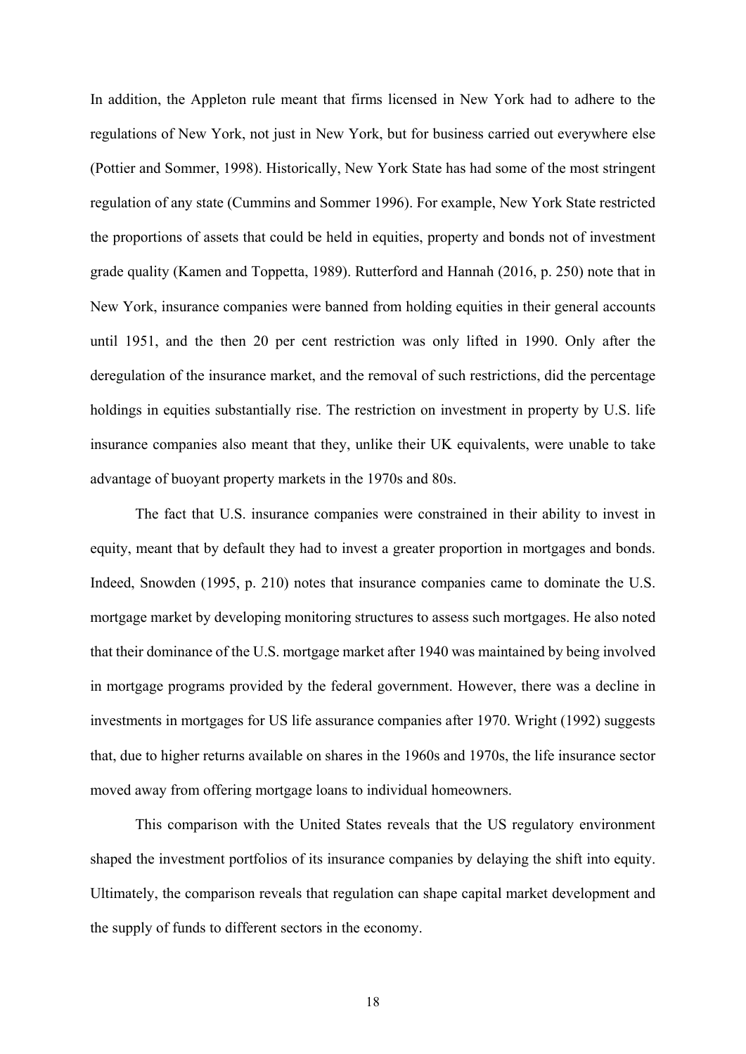In addition, the Appleton rule meant that firms licensed in New York had to adhere to the regulations of New York, not just in New York, but for business carried out everywhere else (Pottier and Sommer, 1998). Historically, New York State has had some of the most stringent regulation of any state (Cummins and Sommer 1996). For example, New York State restricted the proportions of assets that could be held in equities, property and bonds not of investment grade quality (Kamen and Toppetta, 1989). Rutterford and Hannah (2016, p. 250) note that in New York, insurance companies were banned from holding equities in their general accounts until 1951, and the then 20 per cent restriction was only lifted in 1990. Only after the deregulation of the insurance market, and the removal of such restrictions, did the percentage holdings in equities substantially rise. The restriction on investment in property by U.S. life insurance companies also meant that they, unlike their UK equivalents, were unable to take advantage of buoyant property markets in the 1970s and 80s.

The fact that U.S. insurance companies were constrained in their ability to invest in equity, meant that by default they had to invest a greater proportion in mortgages and bonds. Indeed, Snowden (1995, p. 210) notes that insurance companies came to dominate the U.S. mortgage market by developing monitoring structures to assess such mortgages. He also noted that their dominance of the U.S. mortgage market after 1940 was maintained by being involved in mortgage programs provided by the federal government. However, there was a decline in investments in mortgages for US life assurance companies after 1970. Wright (1992) suggests that, due to higher returns available on shares in the 1960s and 1970s, the life insurance sector moved away from offering mortgage loans to individual homeowners.

This comparison with the United States reveals that the US regulatory environment shaped the investment portfolios of its insurance companies by delaying the shift into equity. Ultimately, the comparison reveals that regulation can shape capital market development and the supply of funds to different sectors in the economy.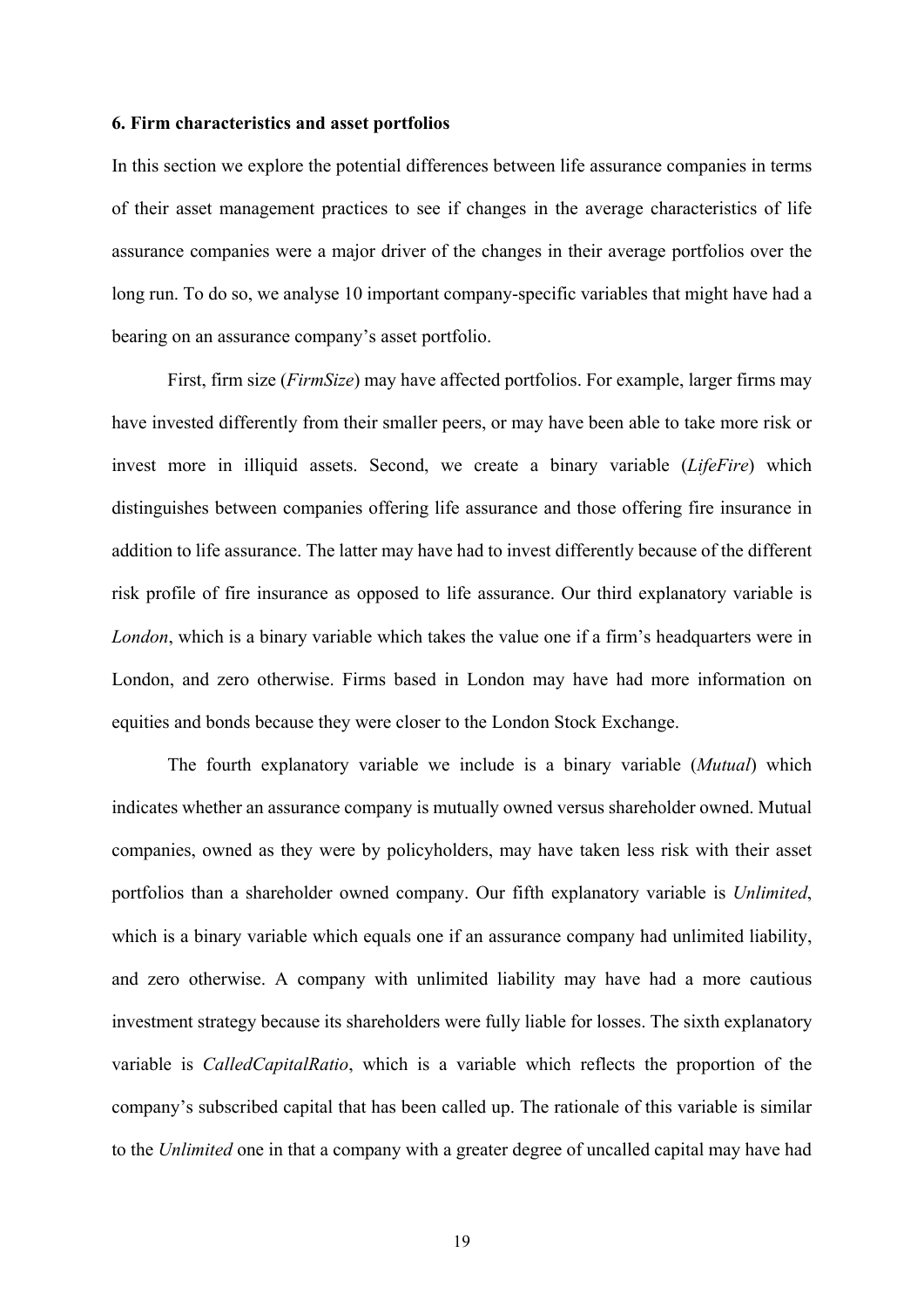**6. Firm characteristics and asset portfolios**

In this section we explore the potential differences between life assurance companies in terms of their asset management practices to see if changes in the average characteristics of life assurance companies were a major driver of the changes in their average portfolios over the long run. To do so, we analyse 10 important company-specific variables that might have had a bearing on an assurance company's asset portfolio.

First, firm size (*FirmSize*) may have affected portfolios. For example, larger firms may have invested differently from their smaller peers, or may have been able to take more risk or invest more in illiquid assets. Second, we create a binary variable (*LifeFire*) which distinguishes between companies offering life assurance and those offering fire insurance in addition to life assurance. The latter may have had to invest differently because of the different risk profile of fire insurance as opposed to life assurance. Our third explanatory variable is *London*, which is a binary variable which takes the value one if a firm's headquarters were in London, and zero otherwise. Firms based in London may have had more information on equities and bonds because they were closer to the London Stock Exchange.

The fourth explanatory variable we include is a binary variable (*Mutual*) which indicates whether an assurance company is mutually owned versus shareholder owned. Mutual companies, owned as they were by policyholders, may have taken less risk with their asset portfolios than a shareholder owned company. Our fifth explanatory variable is *Unlimited*, which is a binary variable which equals one if an assurance company had unlimited liability, and zero otherwise. A company with unlimited liability may have had a more cautious investment strategy because its shareholders were fully liable for losses. The sixth explanatory variable is *CalledCapitalRatio*, which is a variable which reflects the proportion of the company's subscribed capital that has been called up. The rationale of this variable is similar to the *Unlimited* one in that a company with a greater degree of uncalled capital may have had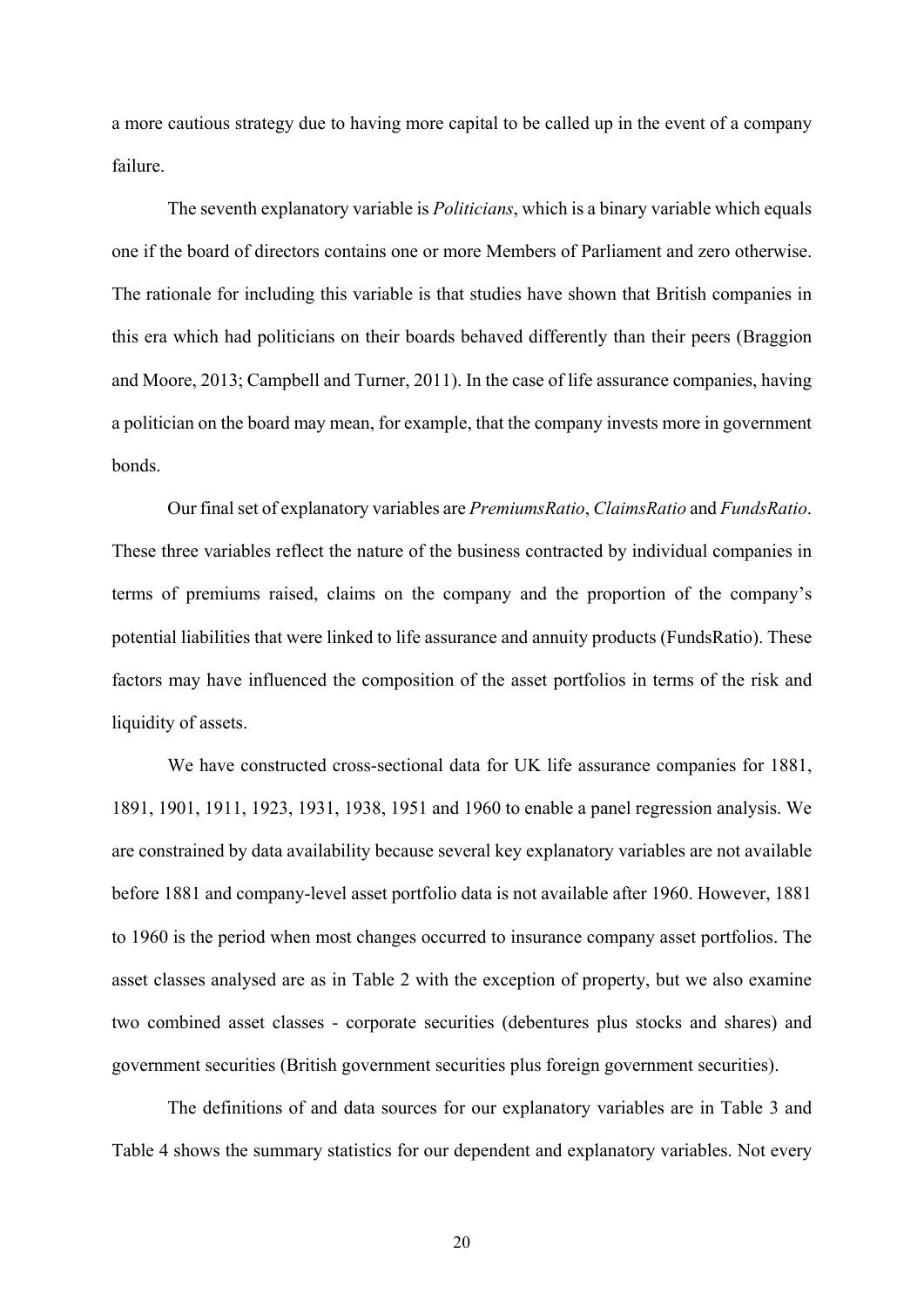a more cautious strategy due to having more capital to be called up in the event of a company failure.

The seventh explanatory variable is *Politicians*, which is a binary variable which equals one if the board of directors contains one or more Members of Parliament and zero otherwise. The rationale for including this variable is that studies have shown that British companies in this era which had politicians on their boards behaved differently than their peers (Braggion and Moore, 2013; Campbell and Turner, 2011). In the case of life assurance companies, having a politician on the board may mean, for example, that the company invests more in government bonds.

Our final set of explanatory variables are *PremiumsRatio*, *ClaimsRatio* and *FundsRatio*. These three variables reflect the nature of the business contracted by individual companies in terms of premiums raised, claims on the company and the proportion of the company's potential liabilities that were linked to life assurance and annuity products (FundsRatio). These factors may have influenced the composition of the asset portfolios in terms of the risk and liquidity of assets.

We have constructed cross-sectional data for UK life assurance companies for 1881, 1891, 1901, 1911, 1923, 1931, 1938, 1951 and 1960 to enable a panel regression analysis. We are constrained by data availability because several key explanatory variables are not available before 1881 and company-level asset portfolio data is not available after 1960. However, 1881 to 1960 is the period when most changes occurred to insurance company asset portfolios. The asset classes analysed are as in Table 2 with the exception of property, but we also examine two combined asset classes - corporate securities (debentures plus stocks and shares) and government securities (British government securities plus foreign government securities).

The definitions of and data sources for our explanatory variables are in Table 3 and Table 4 shows the summary statistics for our dependent and explanatory variables. Not every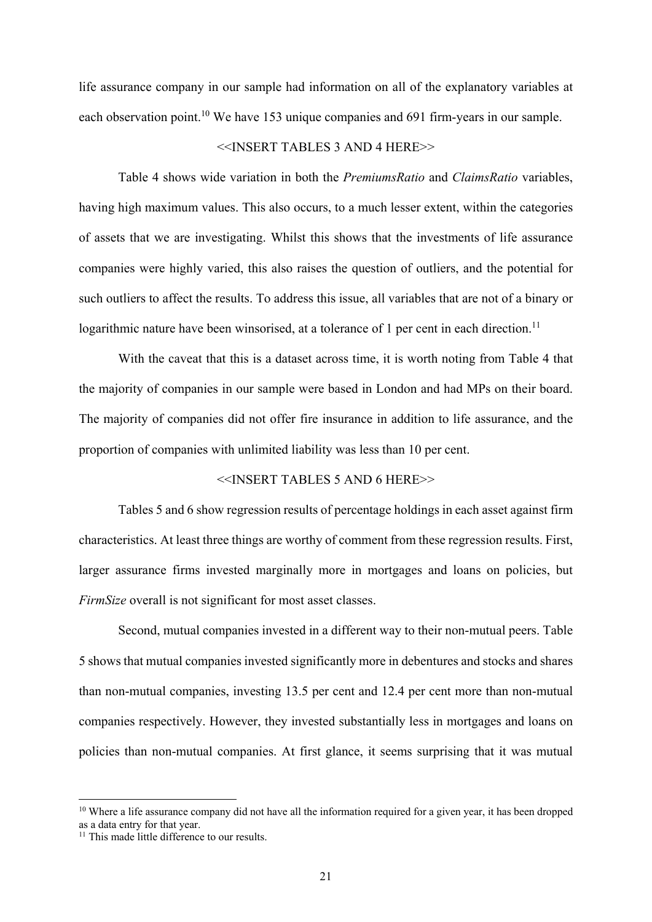life assurance company in our sample had information on all of the explanatory variables at each observation point.[10] We have 153 unique companies and 691 firm-years in our sample.

<<INSERT TABLES 3 AND 4 HERE>>

Table 4 shows wide variation in both the *PremiumsRatio* and *ClaimsRatio* variables, having high maximum values. This also occurs, to a much lesser extent, within the categories of assets that we are investigating. Whilst this shows that the investments of life assurance companies were highly varied, this also raises the question of outliers, and the potential for such outliers to affect the results. To address this issue, all variables that are not of a binary or logarithmic nature have been winsorised, at a tolerance of 1 per cent in each direction.[11]

With the caveat that this is a dataset across time, it is worth noting from Table 4 that the majority of companies in our sample were based in London and had MPs on their board. The majority of companies did not offer fire insurance in addition to life assurance, and the proportion of companies with unlimited liability was less than 10 per cent.

<<INSERT TABLES 5 AND 6 HERE>>

Tables 5 and 6 show regression results of percentage holdings in each asset against firm characteristics. At least three things are worthy of comment from these regression results. First, larger assurance firms invested marginally more in mortgages and loans on policies, but *FirmSize* overall is not significant for most asset classes.

Second, mutual companies invested in a different way to their non-mutual peers. Table 5 shows that mutual companies invested significantly more in debentures and stocks and shares than non-mutual companies, investing 13.5 per cent and 12.4 per cent more than non-mutual companies respectively. However, they invested substantially less in mortgages and loans on policies than non-mutual companies. At first glance, it seems surprising that it was mutual

[10] Where a life assurance company did not have all the information required for a given year, it has been dropped as a data entry for that year.

[11] This made little difference to our results.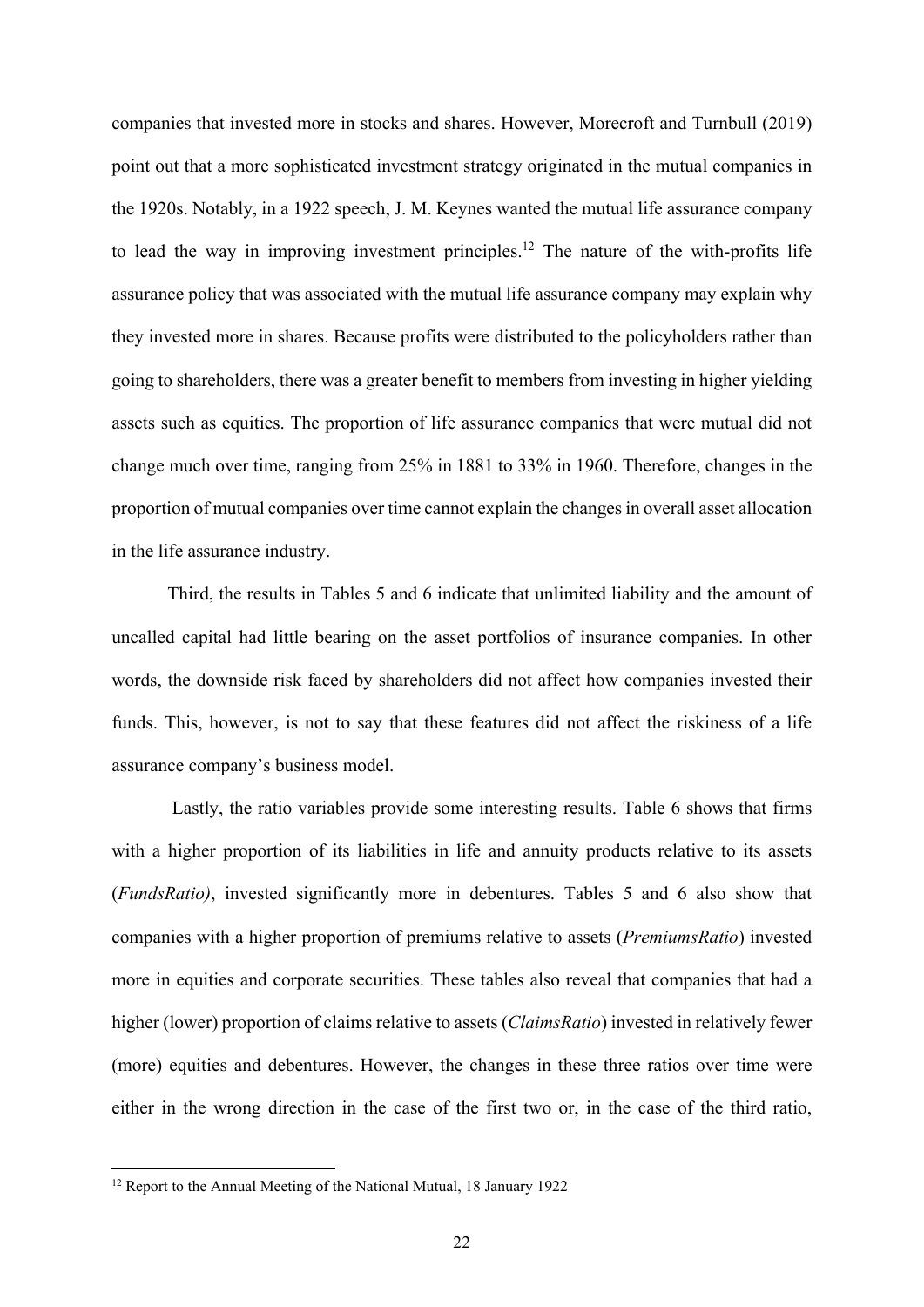companies that invested more in stocks and shares. However, Morecroft and Turnbull (2019) point out that a more sophisticated investment strategy originated in the mutual companies in the 1920s. Notably, in a 1922 speech, J. M. Keynes wanted the mutual life assurance company to lead the way in improving investment principles.[12] The nature of the with-profits life assurance policy that was associated with the mutual life assurance company may explain why they invested more in shares. Because profits were distributed to the policyholders rather than going to shareholders, there was a greater benefit to members from investing in higher yielding assets such as equities. The proportion of life assurance companies that were mutual did not change much over time, ranging from 25% in 1881 to 33% in 1960. Therefore, changes in the proportion of mutual companies over time cannot explain the changes in overall asset allocation in the life assurance industry.

Third, the results in Tables 5 and 6 indicate that unlimited liability and the amount of uncalled capital had little bearing on the asset portfolios of insurance companies. In other words, the downside risk faced by shareholders did not affect how companies invested their funds. This, however, is not to say that these features did not affect the riskiness of a life assurance company's business model.

Lastly, the ratio variables provide some interesting results. Table 6 shows that firms with a higher proportion of its liabilities in life and annuity products relative to its assets (*FundsRatio)*, invested significantly more in debentures. Tables 5 and 6 also show that companies with a higher proportion of premiums relative to assets (*PremiumsRatio*) invested more in equities and corporate securities. These tables also reveal that companies that had a higher (lower) proportion of claims relative to assets (*ClaimsRatio*) invested in relatively fewer (more) equities and debentures. However, the changes in these three ratios over time were either in the wrong direction in the case of the first two or, in the case of the third ratio,

[12] Report to the Annual Meeting of the National Mutual, 18 January 1922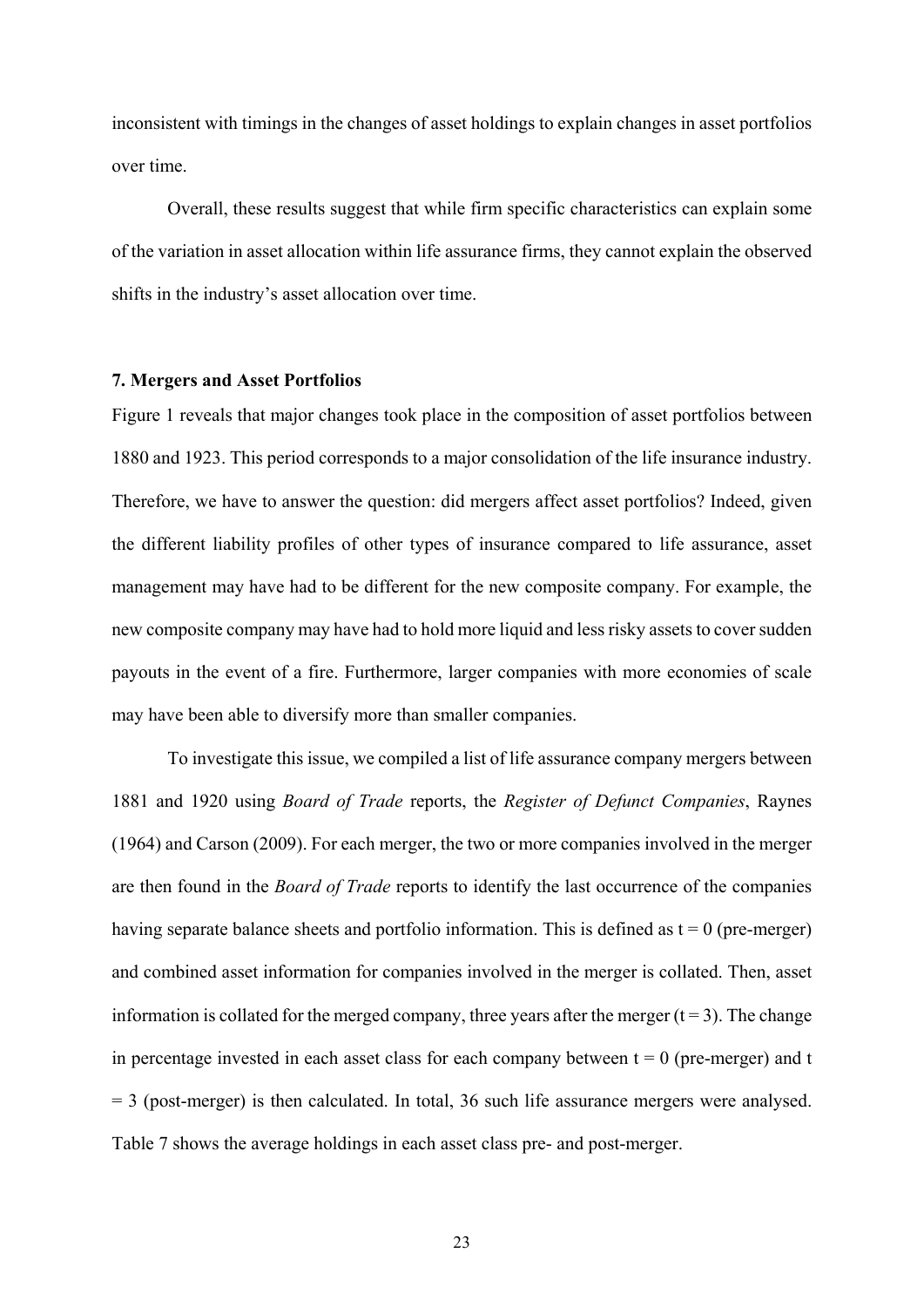inconsistent with timings in the changes of asset holdings to explain changes in asset portfolios over time.

Overall, these results suggest that while firm specific characteristics can explain some of the variation in asset allocation within life assurance firms, they cannot explain the observed shifts in the industry's asset allocation over time.

### 7. Mergers and Asset Portfolios

Figure 1 reveals that major changes took place in the composition of asset portfolios between 1880 and 1923. This period corresponds to a major consolidation of the life insurance industry. Therefore, we have to answer the question: did mergers affect asset portfolios? Indeed, given the different liability profiles of other types of insurance compared to life assurance, asset management may have had to be different for the new composite company. For example, the new composite company may have had to hold more liquid and less risky assets to cover sudden payouts in the event of a fire. Furthermore, larger companies with more economies of scale may have been able to diversify more than smaller companies.

To investigate this issue, we compiled a list of life assurance company mergers between 1881 and 1920 using *Board of Trade* reports, the *Register of Defunct Companies*, Raynes (1964) and Carson (2009). For each merger, the two or more companies involved in the merger are then found in the *Board of Trade* reports to identify the last occurrence of the companies having separate balance sheets and portfolio information. This is defined as $t = 0$ (pre-merger) and combined asset information for companies involved in the merger is collated. Then, asset information is collated for the merged company, three years after the merger ($t = 3$). The change in percentage invested in each asset class for each company between $t = 0$ (pre-merger) and $t = 3$ (post-merger) is then calculated. In total, 36 such life assurance mergers were analysed. Table 7 shows the average holdings in each asset class pre- and post-merger.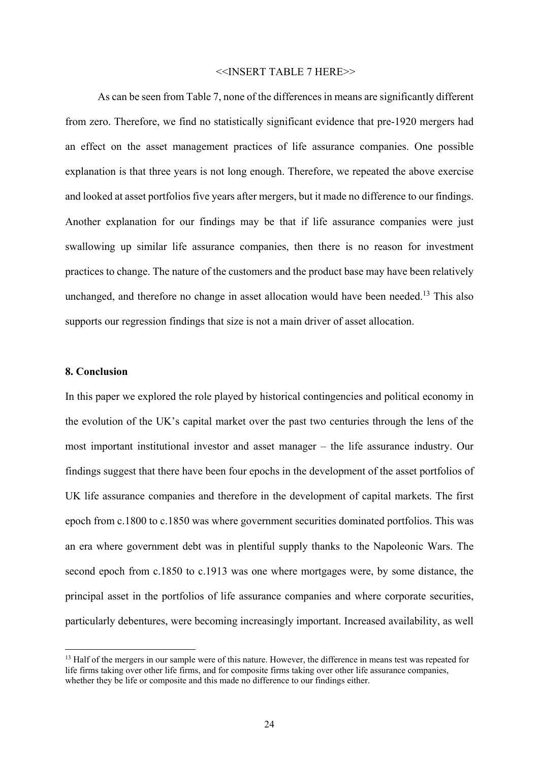<<INSERT TABLE 7 HERE>>

As can be seen from Table 7, none of the differences in means are significantly different from zero. Therefore, we find no statistically significant evidence that pre-1920 mergers had an effect on the asset management practices of life assurance companies. One possible explanation is that three years is not long enough. Therefore, we repeated the above exercise and looked at asset portfolios five years after mergers, but it made no difference to our findings. Another explanation for our findings may be that if life assurance companies were just swallowing up similar life assurance companies, then there is no reason for investment practices to change. The nature of the customers and the product base may have been relatively unchanged, and therefore no change in asset allocation would have been needed.[13] This also supports our regression findings that size is not a main driver of asset allocation.

## 8. Conclusion

In this paper we explored the role played by historical contingencies and political economy in the evolution of the UK's capital market over the past two centuries through the lens of the most important institutional investor and asset manager – the life assurance industry. Our findings suggest that there have been four epochs in the development of the asset portfolios of UK life assurance companies and therefore in the development of capital markets. The first epoch from c.1800 to c.1850 was where government securities dominated portfolios. This was an era where government debt was in plentiful supply thanks to the Napoleonic Wars. The second epoch from c.1850 to c.1913 was one where mortgages were, by some distance, the principal asset in the portfolios of life assurance companies and where corporate securities, particularly debentures, were becoming increasingly important. Increased availability, as well

[13] Half of the mergers in our sample were of this nature. However, the difference in means test was repeated for life firms taking over other life firms, and for composite firms taking over other life assurance companies, whether they be life or composite and this made no difference to our findings either.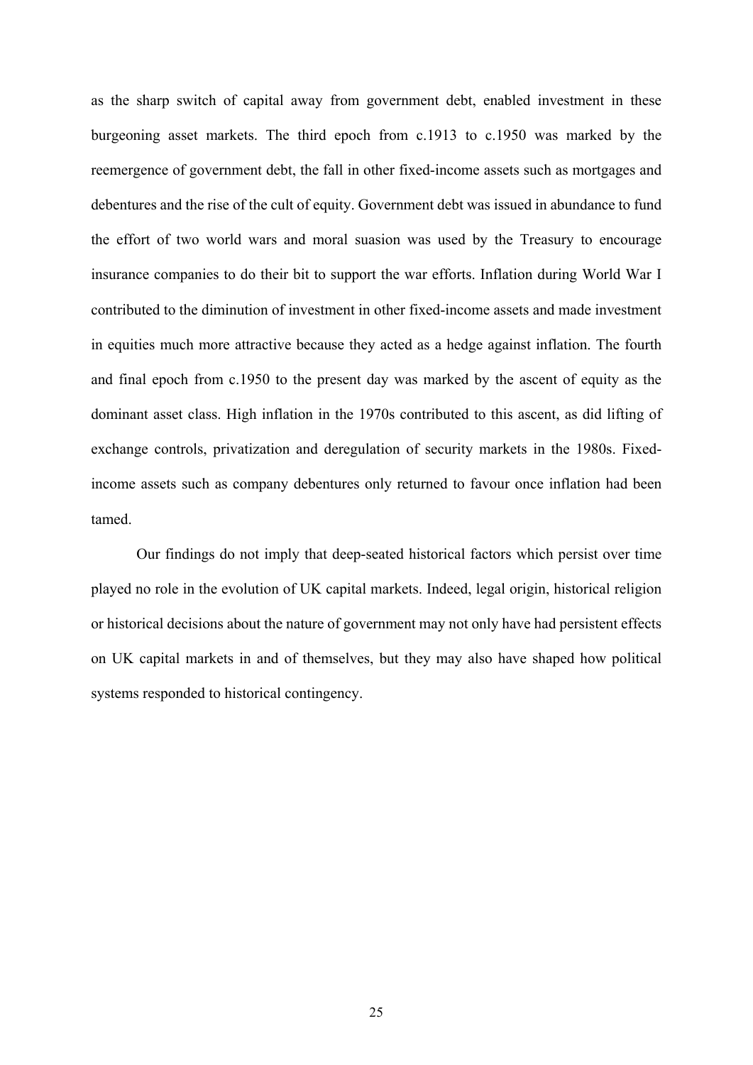as the sharp switch of capital away from government debt, enabled investment in these burgeoning asset markets. The third epoch from c.1913 to c.1950 was marked by the reemergence of government debt, the fall in other fixed-income assets such as mortgages and debentures and the rise of the cult of equity. Government debt was issued in abundance to fund the effort of two world wars and moral suasion was used by the Treasury to encourage insurance companies to do their bit to support the war efforts. Inflation during World War I contributed to the diminution of investment in other fixed-income assets and made investment in equities much more attractive because they acted as a hedge against inflation. The fourth and final epoch from c.1950 to the present day was marked by the ascent of equity as the dominant asset class. High inflation in the 1970s contributed to this ascent, as did lifting of exchange controls, privatization and deregulation of security markets in the 1980s. Fixed-income assets such as company debentures only returned to favour once inflation had been tamed.

Our findings do not imply that deep-seated historical factors which persist over time played no role in the evolution of UK capital markets. Indeed, legal origin, historical religion or historical decisions about the nature of government may not only have had persistent effects on UK capital markets in and of themselves, but they may also have shaped how political systems responded to historical contingency.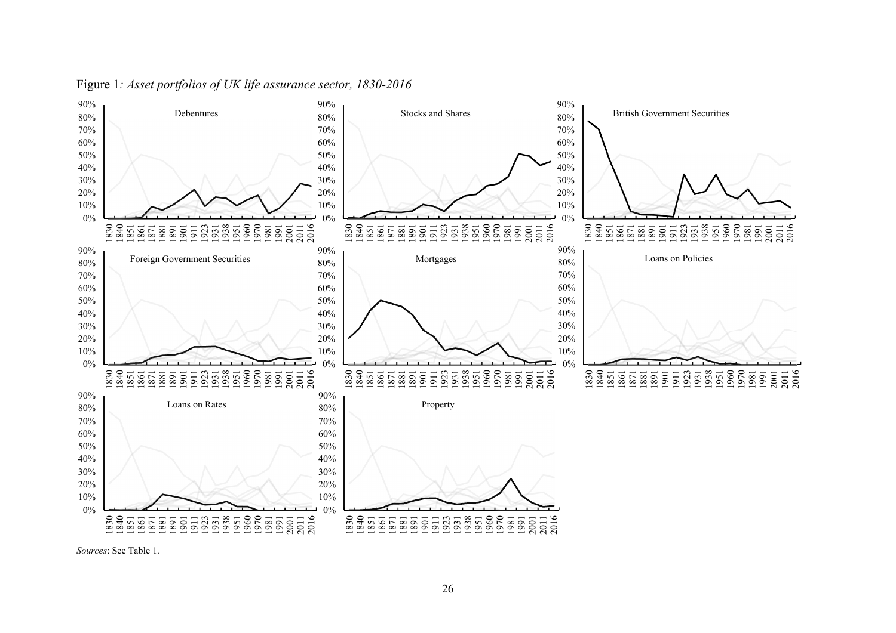Figure 1*: Asset portfolios of UK life assurance sector, 1830-2016*

*Sources*: See Table 1.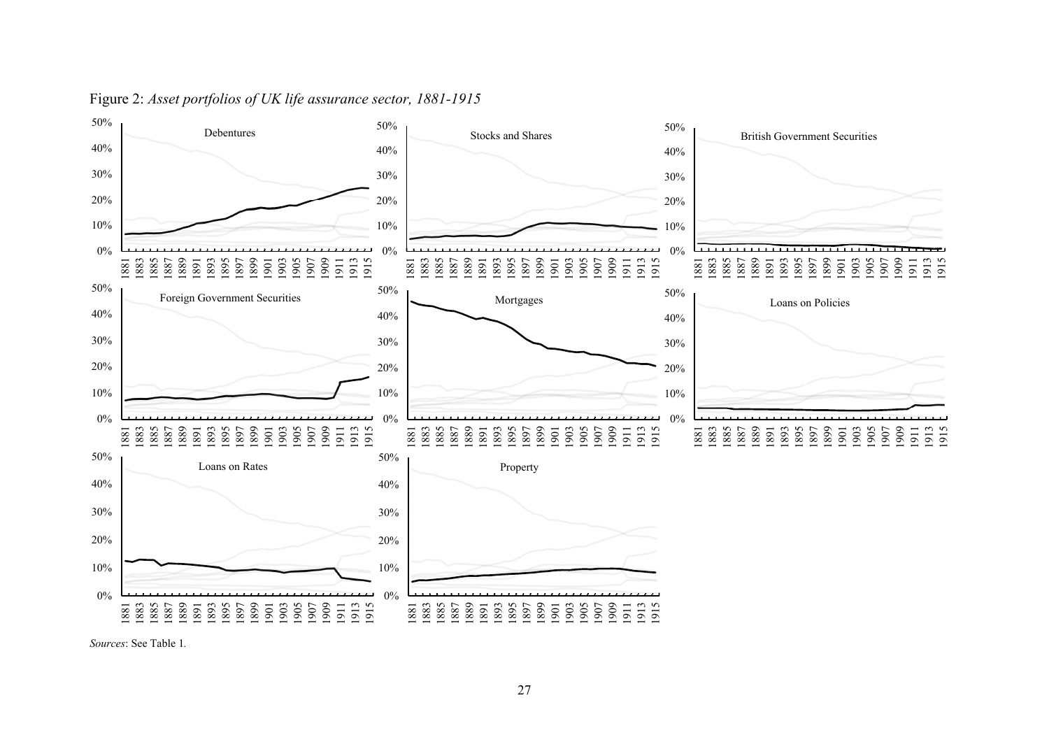Figure 2: *Asset portfolios of UK life assurance sector, 1881-1915*

*Sources*: See Table 1.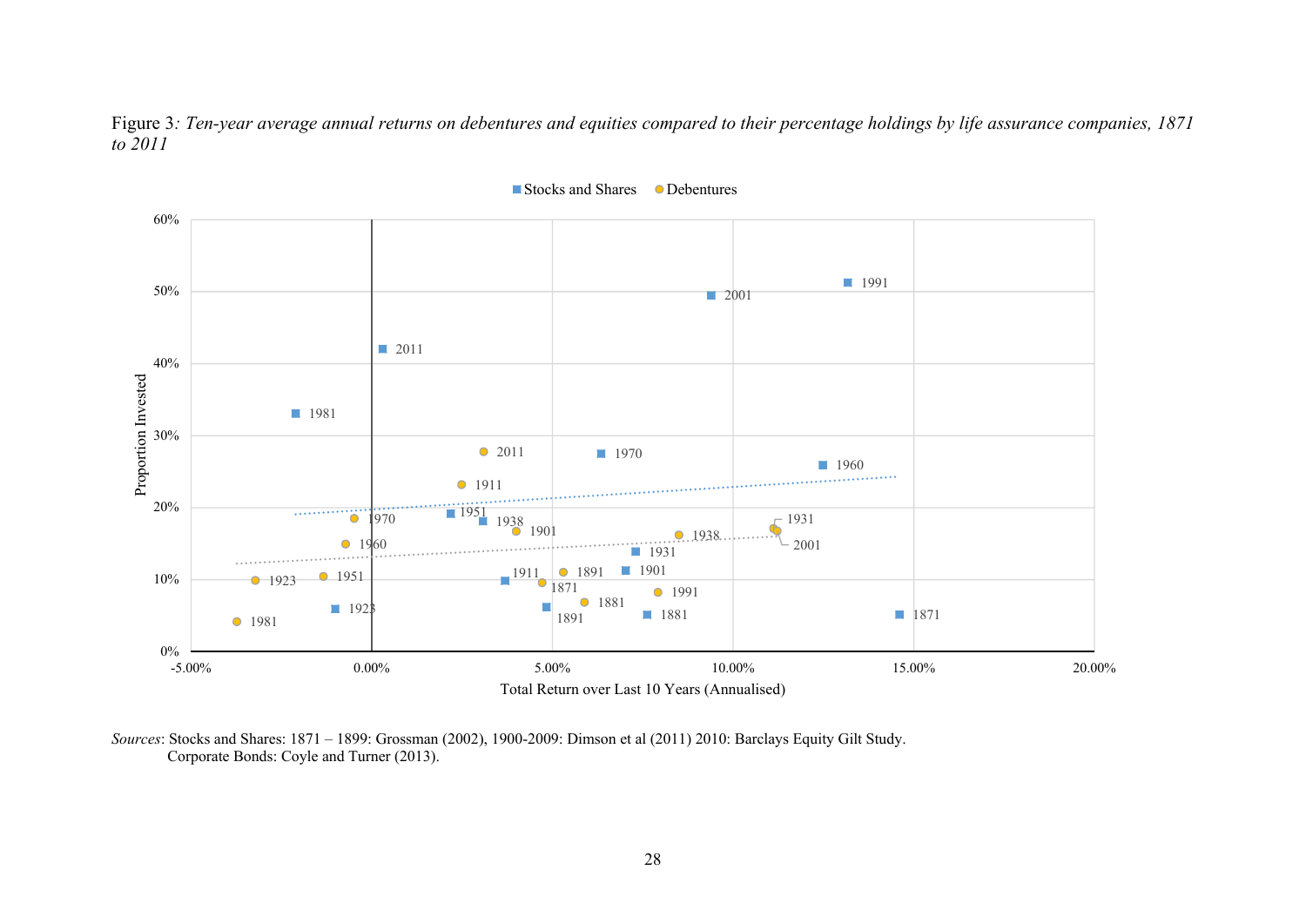Figure 3*: Ten-year average annual returns on debentures and equities compared to their percentage holdings by life assurance companies, 1871 to 2011*

*Sources*: Stocks and Shares: 1871 – 1899: Grossman (2002), 1900-2009: Dimson et al (2011) 2010: Barclays Equity Gilt Study.
Corporate Bonds: Coyle and Turner (2013).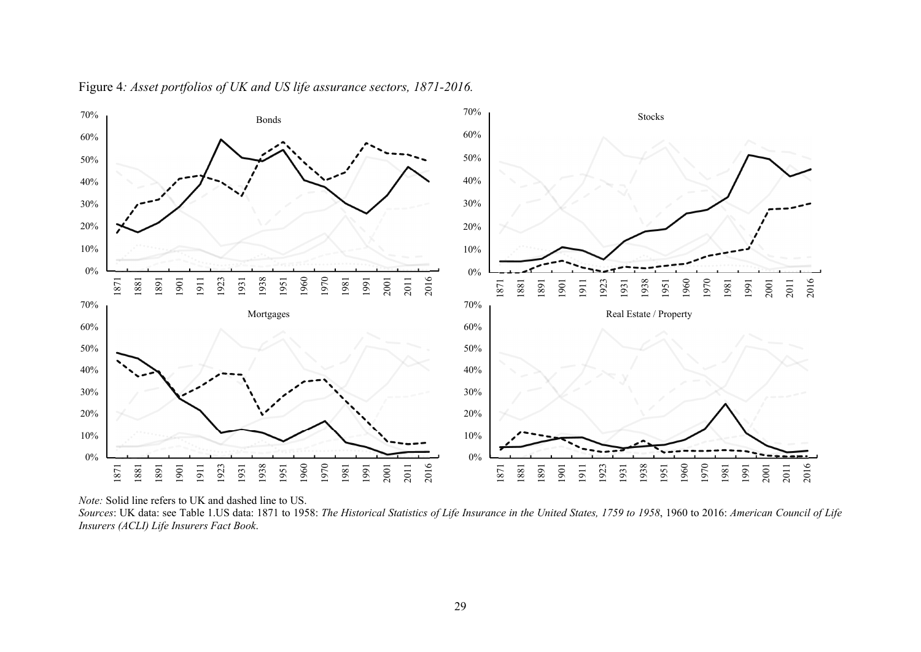Figure 4*: Asset portfolios of UK and US life assurance sectors, 1871-2016.*

*Note:* Solid line refers to UK and dashed line to US.

*Sources*: UK data: see Table 1.US data: 1871 to 1958: *The Historical Statistics of Life Insurance in the United States, 1759 to 1958*, 1960 to 2016: *American Council of Life Insurers (ACLI) Life Insurers Fact Book*.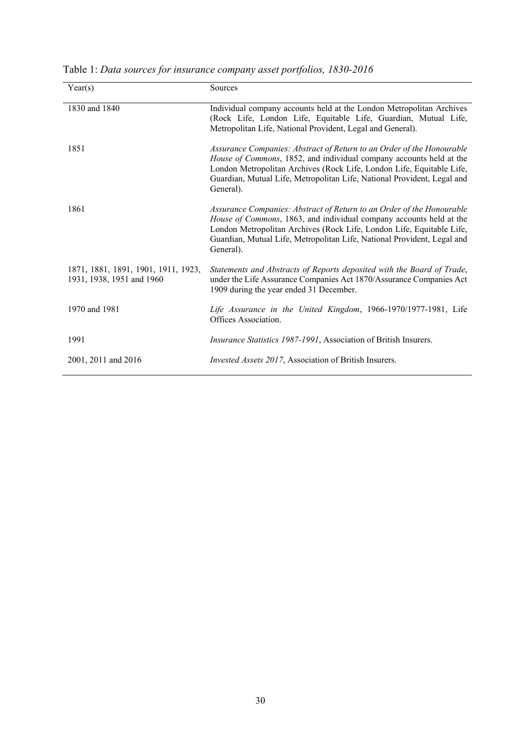Table 1: *Data sources for insurance company asset portfolios, 1830-2016*

| Year(s) | Sources |
|---|---|
| 1830 and 1840 | Individual company accounts held at the London Metropolitan Archives (Rock Life, London Life, Equitable Life, Guardian, Mutual Life, Metropolitan Life, National Provident, Legal and General). |
| 1851 | *Assurance Companies: Abstract of Return to an Order of the Honourable House of Commons*, 1852, and individual company accounts held at the London Metropolitan Archives (Rock Life, London Life, Equitable Life, Guardian, Mutual Life, Metropolitan Life, National Provident, Legal and General). |
| 1861 | *Assurance Companies: Abstract of Return to an Order of the Honourable House of Commons*, 1863, and individual company accounts held at the London Metropolitan Archives (Rock Life, London Life, Equitable Life, Guardian, Mutual Life, Metropolitan Life, National Provident, Legal and General). |
| 1871, 1881, 1891, 1901, 1911, 1923, 1931, 1938, 1951 and 1960 | *Statements and Abstracts of Reports deposited with the Board of Trade*, under the Life Assurance Companies Act 1870/Assurance Companies Act 1909 during the year ended 31 December. |
| 1970 and 1981 | *Life Assurance in the United Kingdom*, 1966-1970/1977-1981, Life Offices Association. |
| 1991 | *Insurance Statistics 1987-1991*, Association of British Insurers. |
| 2001, 2011 and 2016 | *Invested Assets 2017*, Association of British Insurers. |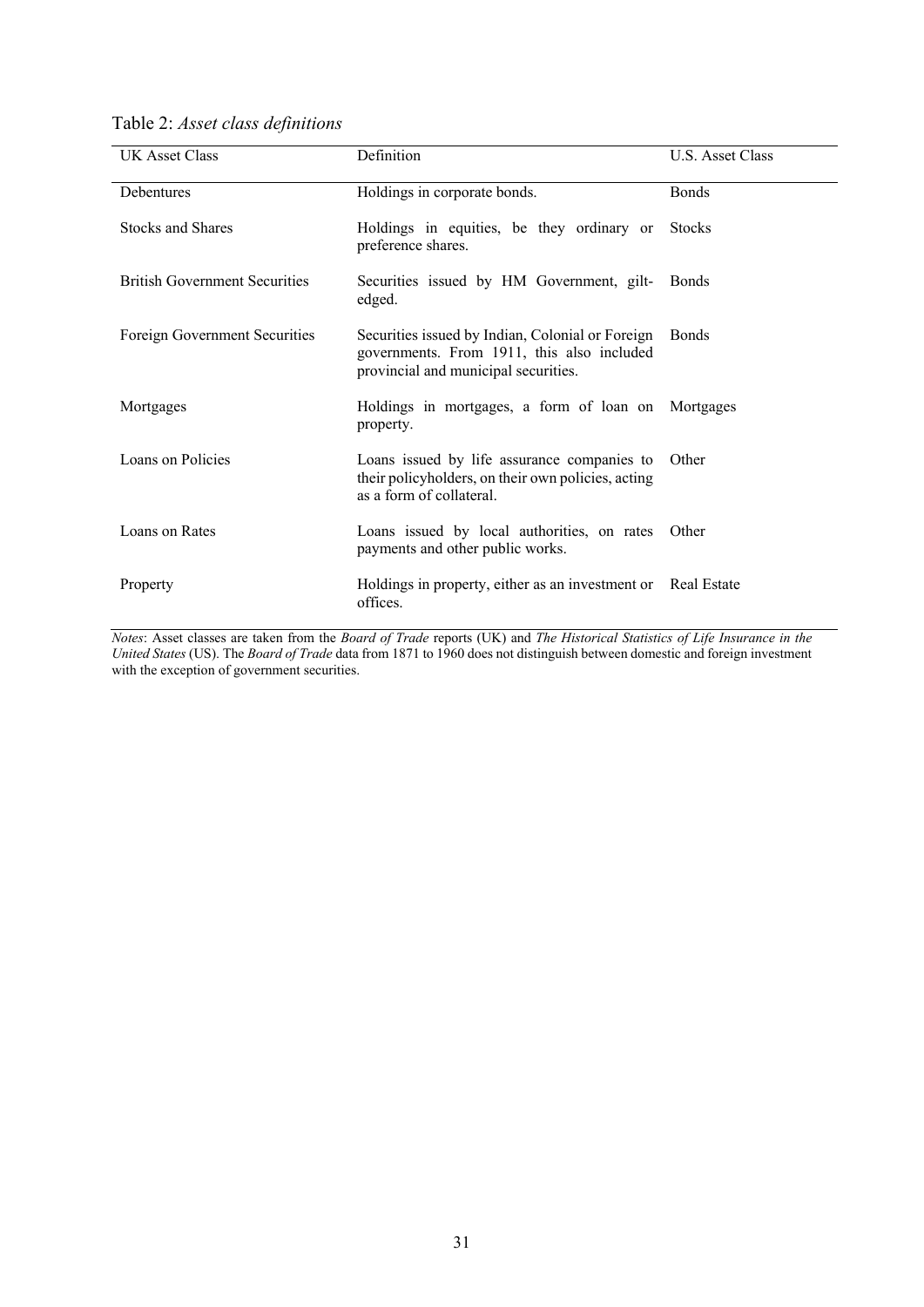Table 2: *Asset class definitions*

| UK Asset Class | Definition | U.S. Asset Class |
|---|---|---|
| Debentures | Holdings in corporate bonds. | Bonds |
| Stocks and Shares | Holdings in equities, be they ordinary or preference shares. | Stocks |
| British Government Securities | Securities issued by HM Government, gilt-edged. | Bonds |
| Foreign Government Securities | Securities issued by Indian, Colonial or Foreign governments. From 1911, this also included provincial and municipal securities. | Bonds |
| Mortgages | Holdings in mortgages, a form of loan on property. | Mortgages |
| Loans on Policies | Loans issued by life assurance companies to their policyholders, on their own policies, acting as a form of collateral. | Other |
| Loans on Rates | Loans issued by local authorities, on rates payments and other public works. | Other |
| Property | Holdings in property, either as an investment or offices. | Real Estate |

*Notes*: Asset classes are taken from the *Board of Trade* reports (UK) and *The Historical Statistics of Life Insurance in the United States* (US). The *Board of Trade* data from 1871 to 1960 does not distinguish between domestic and foreign investment with the exception of government securities.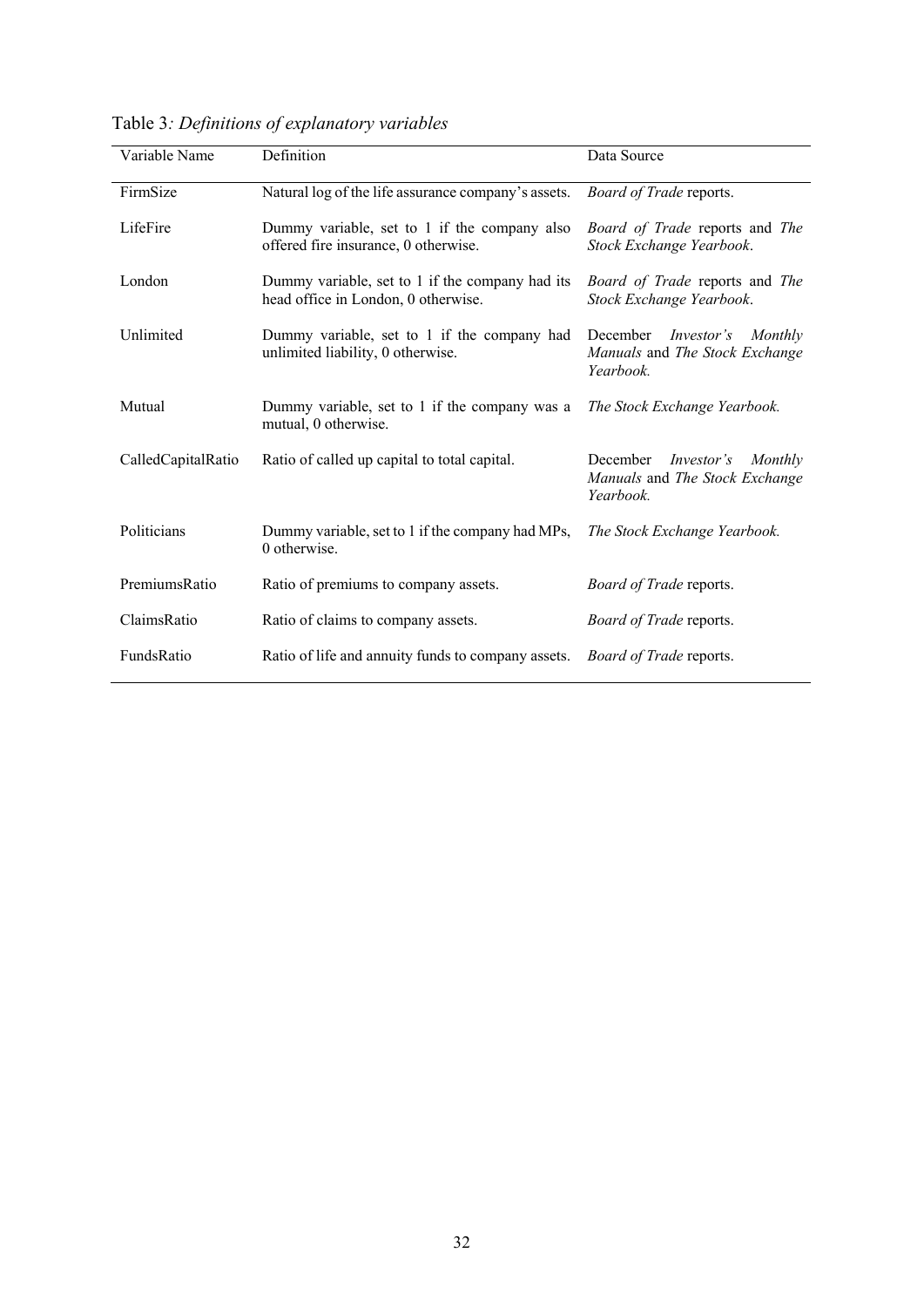Table 3*: Definitions of explanatory variables*

| Variable Name | Definition | Data Source |
|---|---|---|
| FirmSize | Natural log of the life assurance company's assets. | *Board of Trade* reports. |
| LifeFire | Dummy variable, set to 1 if the company also offered fire insurance, 0 otherwise. | *Board of Trade* reports and *The Stock Exchange Yearbook*. |
| London | Dummy variable, set to 1 if the company had its head office in London, 0 otherwise. | *Board of Trade* reports and *The Stock Exchange Yearbook*. |
| Unlimited | Dummy variable, set to 1 if the company had unlimited liability, 0 otherwise. | December *Investor's Monthly Manuals* and *The Stock Exchange Yearbook.* |
| Mutual | Dummy variable, set to 1 if the company was a mutual, 0 otherwise. | *The Stock Exchange Yearbook.* |
| CalledCapitalRatio | Ratio of called up capital to total capital. | December *Investor's Monthly Manuals* and *The Stock Exchange Yearbook.* |
| Politicians | Dummy variable, set to 1 if the company had MPs, 0 otherwise. | *The Stock Exchange Yearbook.* |
| PremiumsRatio | Ratio of premiums to company assets. | *Board of Trade* reports. |
| ClaimsRatio | Ratio of claims to company assets. | *Board of Trade* reports. |
| FundsRatio | Ratio of life and annuity funds to company assets. | *Board of Trade* reports. |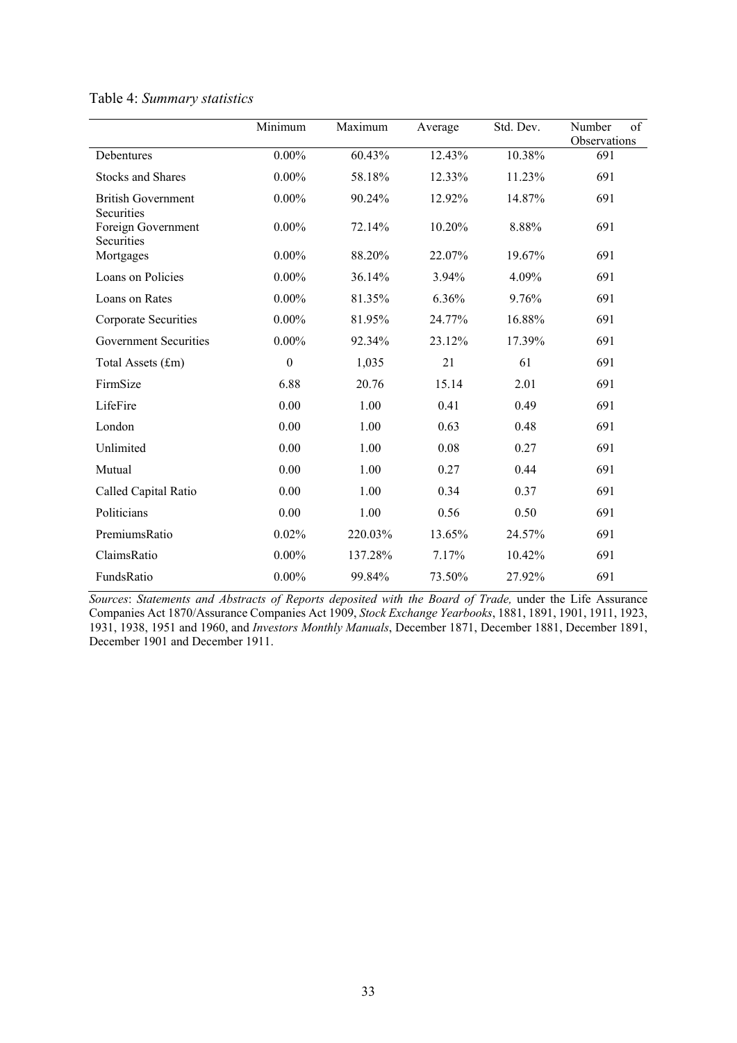Table 4: *Summary statistics*

| | Minimum | Maximum | Average | Std. Dev. | Number of Observations |
|---|---|---|---|---|---|
| Debentures | 0.00% | 60.43% | 12.43% | 10.38% | 691 |
| Stocks and Shares | 0.00% | 58.18% | 12.33% | 11.23% | 691 |
| British Government Securities | 0.00% | 90.24% | 12.92% | 14.87% | 691 |
| Foreign Government Securities | 0.00% | 72.14% | 10.20% | 8.88% | 691 |
| Mortgages | 0.00% | 88.20% | 22.07% | 19.67% | 691 |
| Loans on Policies | 0.00% | 36.14% | 3.94% | 4.09% | 691 |
| Loans on Rates | 0.00% | 81.35% | 6.36% | 9.76% | 691 |
| Corporate Securities | 0.00% | 81.95% | 24.77% | 16.88% | 691 |
| Government Securities | 0.00% | 92.34% | 23.12% | 17.39% | 691 |
| Total Assets (£m) | 0 | 1,035 | 21 | 61 | 691 |
| FirmSize | 6.88 | 20.76 | 15.14 | 2.01 | 691 |
| LifeFire | 0.00 | 1.00 | 0.41 | 0.49 | 691 |
| London | 0.00 | 1.00 | 0.63 | 0.48 | 691 |
| Unlimited | 0.00 | 1.00 | 0.08 | 0.27 | 691 |
| Mutual | 0.00 | 1.00 | 0.27 | 0.44 | 691 |
| Called Capital Ratio | 0.00 | 1.00 | 0.34 | 0.37 | 691 |
| Politicians | 0.00 | 1.00 | 0.56 | 0.50 | 691 |
| PremiumsRatio | 0.02% | 220.03% | 13.65% | 24.57% | 691 |
| ClaimsRatio | 0.00% | 137.28% | 7.17% | 10.42% | 691 |
| FundsRatio | 0.00% | 99.84% | 73.50% | 27.92% | 691 |

*Sources*: *Statements and Abstracts of Reports deposited with the Board of Trade,* under the Life Assurance Companies Act 1870/Assurance Companies Act 1909, *Stock Exchange Yearbooks*, 1881, 1891, 1901, 1911, 1923, 1931, 1938, 1951 and 1960, and *Investors Monthly Manuals*, December 1871, December 1881, December 1891, December 1901 and December 1911.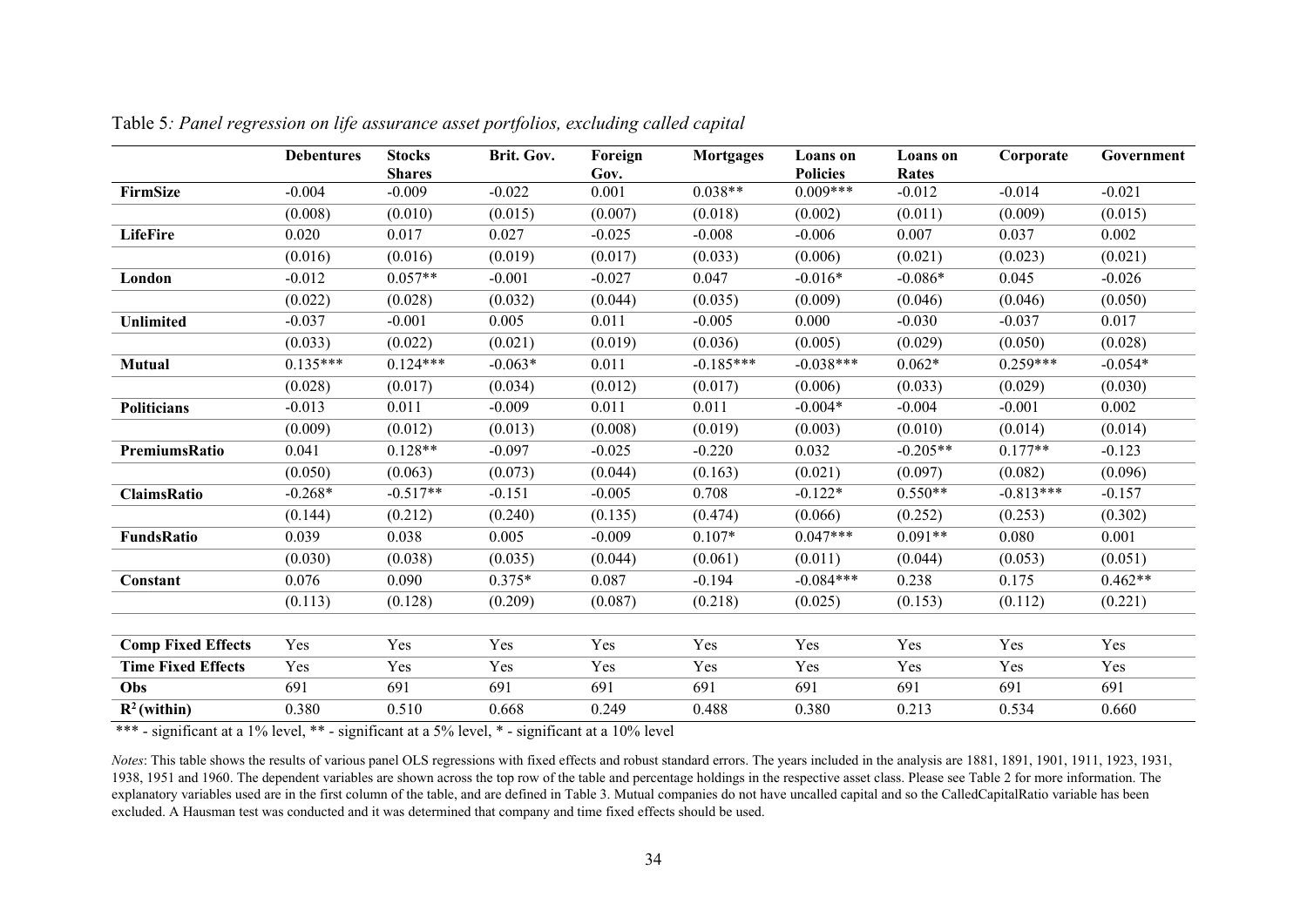Table 5*: Panel regression on life assurance asset portfolios, excluding called capital*

| | Debentures | Stocks Shares | Brit. Gov. | Foreign Gov. | Mortgages | Loans on Policies | Loans on Rates | Corporate | Government |
|---|---|---|---|---|---|---|---|---|---|
| **FirmSize** | -0.004 | -0.009 | -0.022 | 0.001 | 0.038** | 0.009*** | -0.012 | -0.014 | -0.021 |
| | (0.008) | (0.010) | (0.015) | (0.007) | (0.018) | (0.002) | (0.011) | (0.009) | (0.015) |
| **LifeFire** | 0.020 | 0.017 | 0.027 | -0.025 | -0.008 | -0.006 | 0.007 | 0.037 | 0.002 |
| | (0.016) | (0.016) | (0.019) | (0.017) | (0.033) | (0.006) | (0.021) | (0.023) | (0.021) |
| **London** | -0.012 | 0.057** | -0.001 | -0.027 | 0.047 | -0.016* | -0.086* | 0.045 | -0.026 |
| | (0.022) | (0.028) | (0.032) | (0.044) | (0.035) | (0.009) | (0.046) | (0.046) | (0.050) |
| **Unlimited** | -0.037 | -0.001 | 0.005 | 0.011 | -0.005 | 0.000 | -0.030 | -0.037 | 0.017 |
| | (0.033) | (0.022) | (0.021) | (0.019) | (0.036) | (0.005) | (0.029) | (0.050) | (0.028) |
| **Mutual** | 0.135*** | 0.124*** | -0.063* | 0.011 | -0.185*** | -0.038*** | 0.062* | 0.259*** | -0.054* |
| | (0.028) | (0.017) | (0.034) | (0.012) | (0.017) | (0.006) | (0.033) | (0.029) | (0.030) |
| **Politicians** | -0.013 | 0.011 | -0.009 | 0.011 | 0.011 | -0.004* | -0.004 | -0.001 | 0.002 |
| | (0.009) | (0.012) | (0.013) | (0.008) | (0.019) | (0.003) | (0.010) | (0.014) | (0.014) |
| **PremiumsRatio** | 0.041 | 0.128** | -0.097 | -0.025 | -0.220 | 0.032 | -0.205** | 0.177** | -0.123 |
| | (0.050) | (0.063) | (0.073) | (0.044) | (0.163) | (0.021) | (0.097) | (0.082) | (0.096) |
| **ClaimsRatio** | -0.268* | -0.517** | -0.151 | -0.005 | 0.708 | -0.122* | 0.550** | -0.813*** | -0.157 |
| | (0.144) | (0.212) | (0.240) | (0.135) | (0.474) | (0.066) | (0.252) | (0.253) | (0.302) |
| **FundsRatio** | 0.039 | 0.038 | 0.005 | -0.009 | 0.107* | 0.047*** | 0.091** | 0.080 | 0.001 |
| | (0.030) | (0.038) | (0.035) | (0.044) | (0.061) | (0.011) | (0.044) | (0.053) | (0.051) |
| **Constant** | 0.076 | 0.090 | 0.375* | 0.087 | -0.194 | -0.084*** | 0.238 | 0.175 | 0.462** |
| | (0.113) | (0.128) | (0.209) | (0.087) | (0.218) | (0.025) | (0.153) | (0.112) | (0.221) |
| | | | | | | | | | |
| **Comp Fixed Effects** | Yes | Yes | Yes | Yes | Yes | Yes | Yes | Yes | Yes |
| **Time Fixed Effects** | Yes | Yes | Yes | Yes | Yes | Yes | Yes | Yes | Yes |
| **Obs** | 691 | 691 | 691 | 691 | 691 | 691 | 691 | 691 | 691 |
| **$R^2$ (within)** | 0.380 | 0.510 | 0.668 | 0.249 | 0.488 | 0.380 | 0.213 | 0.534 | 0.660 |

*** - significant at a 1% level, ** - significant at a 5% level, * - significant at a 10% level

*Notes*: This table shows the results of various panel OLS regressions with fixed effects and robust standard errors. The years included in the analysis are 1881, 1891, 1901, 1911, 1923, 1931, 1938, 1951 and 1960. The dependent variables are shown across the top row of the table and percentage holdings in the respective asset class. Please see Table 2 for more information. The explanatory variables used are in the first column of the table, and are defined in Table 3. Mutual companies do not have uncalled capital and so the CalledCapitalRatio variable has been excluded. A Hausman test was conducted and it was determined that company and time fixed effects should be used.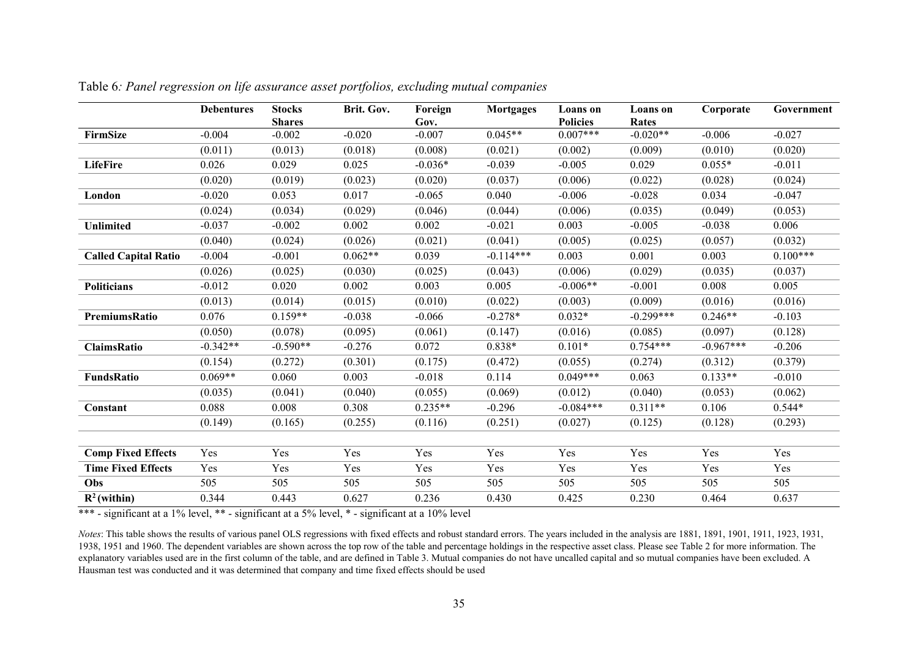Table 6*: Panel regression on life assurance asset portfolios, excluding mutual companies*

| | Debentures | Stocks Shares | Brit. Gov. | Foreign Gov. | Mortgages | Loans on Policies | Loans on Rates | Corporate | Government |
|---|---|---|---|---|---|---|---|---|---|
| **FirmSize** | -0.004 | -0.002 | -0.020 | -0.007 | 0.045** | 0.007*** | -0.020** | -0.006 | -0.027 |
| | (0.011) | (0.013) | (0.018) | (0.008) | (0.021) | (0.002) | (0.009) | (0.010) | (0.020) |
| **LifeFire** | 0.026 | 0.029 | 0.025 | -0.036* | -0.039 | -0.005 | 0.029 | 0.055* | -0.011 |
| | (0.020) | (0.019) | (0.023) | (0.020) | (0.037) | (0.006) | (0.022) | (0.028) | (0.024) |
| **London** | -0.020 | 0.053 | 0.017 | -0.065 | 0.040 | -0.006 | -0.028 | 0.034 | -0.047 |
| | (0.024) | (0.034) | (0.029) | (0.046) | (0.044) | (0.006) | (0.035) | (0.049) | (0.053) |
| **Unlimited** | -0.037 | -0.002 | 0.002 | 0.002 | -0.021 | 0.003 | -0.005 | -0.038 | 0.006 |
| | (0.040) | (0.024) | (0.026) | (0.021) | (0.041) | (0.005) | (0.025) | (0.057) | (0.032) |
| **Called Capital Ratio** | -0.004 | -0.001 | 0.062** | 0.039 | -0.114*** | 0.003 | 0.001 | 0.003 | 0.100*** |
| | (0.026) | (0.025) | (0.030) | (0.025) | (0.043) | (0.006) | (0.029) | (0.035) | (0.037) |
| **Politicians** | -0.012 | 0.020 | 0.002 | 0.003 | 0.005 | -0.006** | -0.001 | 0.008 | 0.005 |
| | (0.013) | (0.014) | (0.015) | (0.010) | (0.022) | (0.003) | (0.009) | (0.016) | (0.016) |
| **PremiumsRatio** | 0.076 | 0.159** | -0.038 | -0.066 | -0.278* | 0.032* | -0.299*** | 0.246** | -0.103 |
| | (0.050) | (0.078) | (0.095) | (0.061) | (0.147) | (0.016) | (0.085) | (0.097) | (0.128) |
| **ClaimsRatio** | -0.342** | -0.590** | -0.276 | 0.072 | 0.838* | 0.101* | 0.754*** | -0.967*** | -0.206 |
| | (0.154) | (0.272) | (0.301) | (0.175) | (0.472) | (0.055) | (0.274) | (0.312) | (0.379) |
| **FundsRatio** | 0.069** | 0.060 | 0.003 | -0.018 | 0.114 | 0.049*** | 0.063 | 0.133** | -0.010 |
| | (0.035) | (0.041) | (0.040) | (0.055) | (0.069) | (0.012) | (0.040) | (0.053) | (0.062) |
| **Constant** | 0.088 | 0.008 | 0.308 | 0.235** | -0.296 | -0.084*** | 0.311** | 0.106 | 0.544* |
| | (0.149) | (0.165) | (0.255) | (0.116) | (0.251) | (0.027) | (0.125) | (0.128) | (0.293) |
| **Comp Fixed Effects** | Yes | Yes | Yes | Yes | Yes | Yes | Yes | Yes | Yes |
| **Time Fixed Effects** | Yes | Yes | Yes | Yes | Yes | Yes | Yes | Yes | Yes |
| **Obs** | 505 | 505 | 505 | 505 | 505 | 505 | 505 | 505 | 505 |
| **$R^2$ (within)** | 0.344 | 0.443 | 0.627 | 0.236 | 0.430 | 0.425 | 0.230 | 0.464 | 0.637 |

*** - significant at a 1% level, ** - significant at a 5% level, * - significant at a 10% level

*Notes*: This table shows the results of various panel OLS regressions with fixed effects and robust standard errors. The years included in the analysis are 1881, 1891, 1901, 1911, 1923, 1931, 1938, 1951 and 1960. The dependent variables are shown across the top row of the table and percentage holdings in the respective asset class. Please see Table 2 for more information. The explanatory variables used are in the first column of the table, and are defined in Table 3. Mutual companies do not have uncalled capital and so mutual companies have been excluded. A Hausman test was conducted and it was determined that company and time fixed effects should be used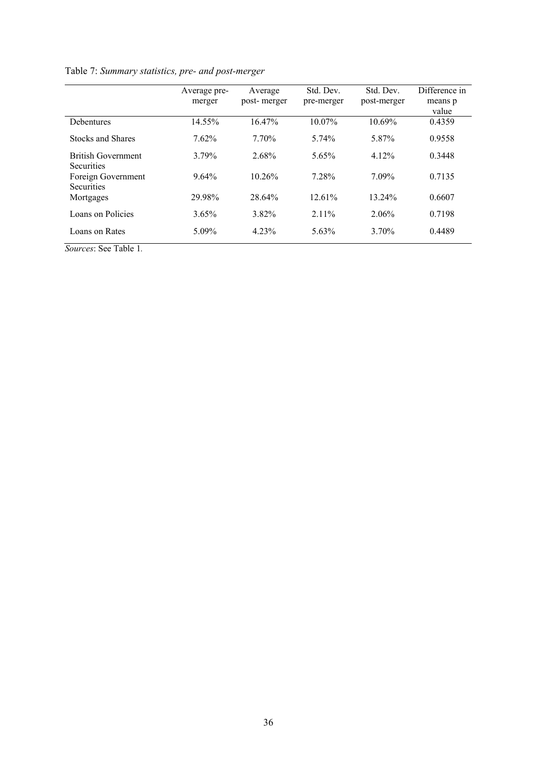Table 7: *Summary statistics, pre- and post-merger*

| | Average pre-merger | Average post- merger | Std. Dev. pre-merger | Std. Dev. post-merger | Difference in means p value |
|---|---|---|---|---|---|
| Debentures | 14.55% | 16.47% | 10.07% | 10.69% | 0.4359 |
| Stocks and Shares | 7.62% | 7.70% | 5.74% | 5.87% | 0.9558 |
| British Government Securities | 3.79% | 2.68% | 5.65% | 4.12% | 0.3448 |
| Foreign Government Securities | 9.64% | 10.26% | 7.28% | 7.09% | 0.7135 |
| Mortgages | 29.98% | 28.64% | 12.61% | 13.24% | 0.6607 |
| Loans on Policies | 3.65% | 3.82% | 2.11% | 2.06% | 0.7198 |
| Loans on Rates | 5.09% | 4.23% | 5.63% | 3.70% | 0.4489 |

*Sources*: See Table 1.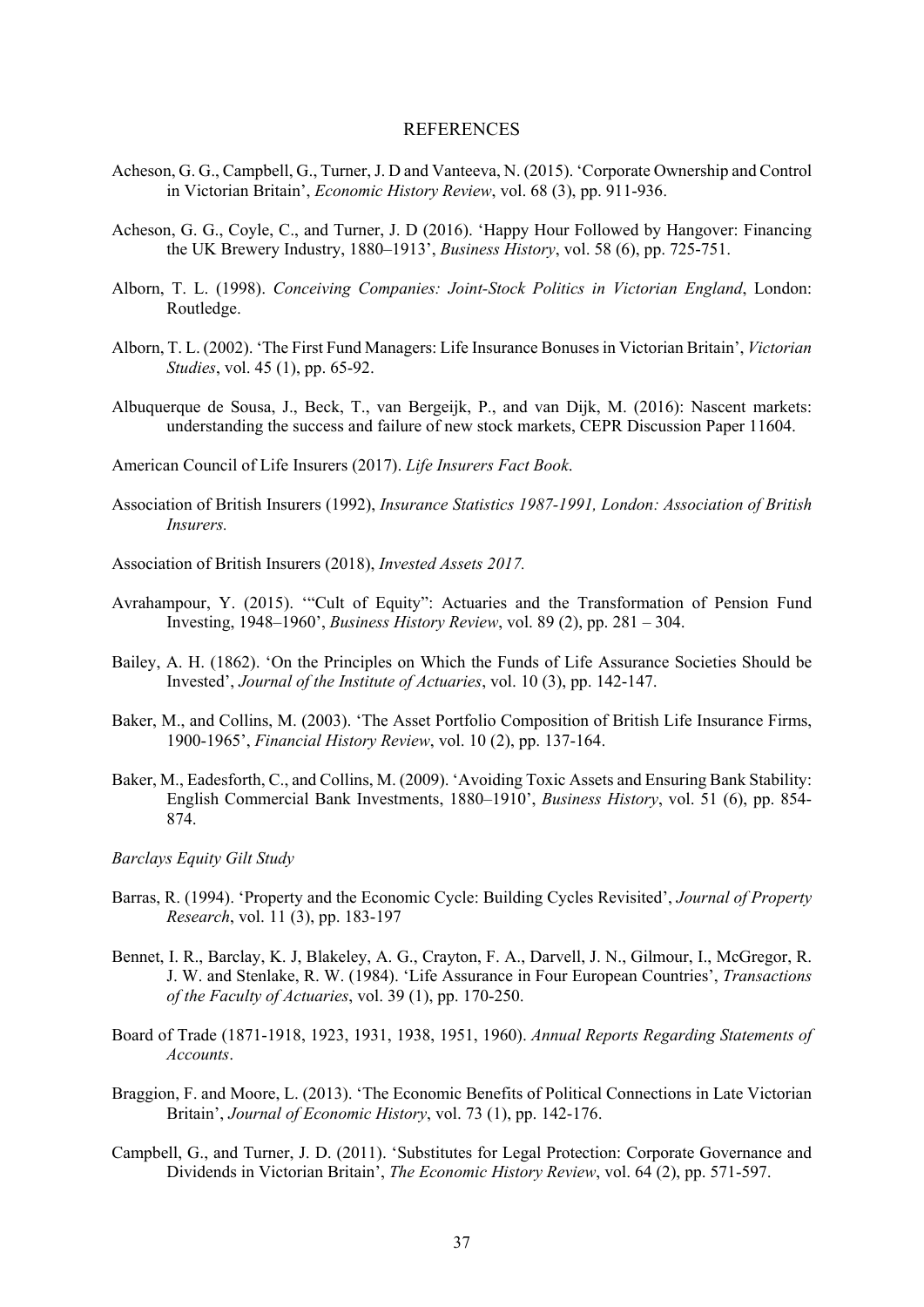# REFERENCES

Acheson, G. G., Campbell, G., Turner, J. D and Vanteeva, N. (2015). 'Corporate Ownership and Control in Victorian Britain', *Economic History Review*, vol. 68 (3), pp. 911-936.

Acheson, G. G., Coyle, C., and Turner, J. D (2016). 'Happy Hour Followed by Hangover: Financing the UK Brewery Industry, 1880–1913', *Business History*, vol. 58 (6), pp. 725-751.

Alborn, T. L. (1998). *Conceiving Companies: Joint-Stock Politics in Victorian England*, London: Routledge.

Alborn, T. L. (2002). 'The First Fund Managers: Life Insurance Bonuses in Victorian Britain', *Victorian Studies*, vol. 45 (1), pp. 65-92.

Albuquerque de Sousa, J., Beck, T., van Bergeijk, P., and van Dijk, M. (2016): Nascent markets: understanding the success and failure of new stock markets, CEPR Discussion Paper 11604.

American Council of Life Insurers (2017). *Life Insurers Fact Book*.

Association of British Insurers (1992), *Insurance Statistics 1987-1991, London: Association of British Insurers.*

Association of British Insurers (2018), *Invested Assets 2017.*

Avrahampour, Y. (2015). '"Cult of Equity": Actuaries and the Transformation of Pension Fund Investing, 1948–1960', *Business History Review*, vol. 89 (2), pp. 281 – 304.

Bailey, A. H. (1862). 'On the Principles on Which the Funds of Life Assurance Societies Should be Invested', *Journal of the Institute of Actuaries*, vol. 10 (3), pp. 142-147.

Baker, M., and Collins, M. (2003). 'The Asset Portfolio Composition of British Life Insurance Firms, 1900-1965', *Financial History Review*, vol. 10 (2), pp. 137-164.

Baker, M., Eadesforth, C., and Collins, M. (2009). 'Avoiding Toxic Assets and Ensuring Bank Stability: English Commercial Bank Investments, 1880–1910', *Business History*, vol. 51 (6), pp. 854-874.

*Barclays Equity Gilt Study*

Barras, R. (1994). 'Property and the Economic Cycle: Building Cycles Revisited', *Journal of Property Research*, vol. 11 (3), pp. 183-197

Bennet, I. R., Barclay, K. J, Blakeley, A. G., Crayton, F. A., Darvell, J. N., Gilmour, I., McGregor, R. J. W. and Stenlake, R. W. (1984). 'Life Assurance in Four European Countries', *Transactions of the Faculty of Actuaries*, vol. 39 (1), pp. 170-250.

Board of Trade (1871-1918, 1923, 1931, 1938, 1951, 1960). *Annual Reports Regarding Statements of Accounts*.

Braggion, F. and Moore, L. (2013). 'The Economic Benefits of Political Connections in Late Victorian Britain', *Journal of Economic History*, vol. 73 (1), pp. 142-176.

Campbell, G., and Turner, J. D. (2011). 'Substitutes for Legal Protection: Corporate Governance and Dividends in Victorian Britain', *The Economic History Review*, vol. 64 (2), pp. 571-597.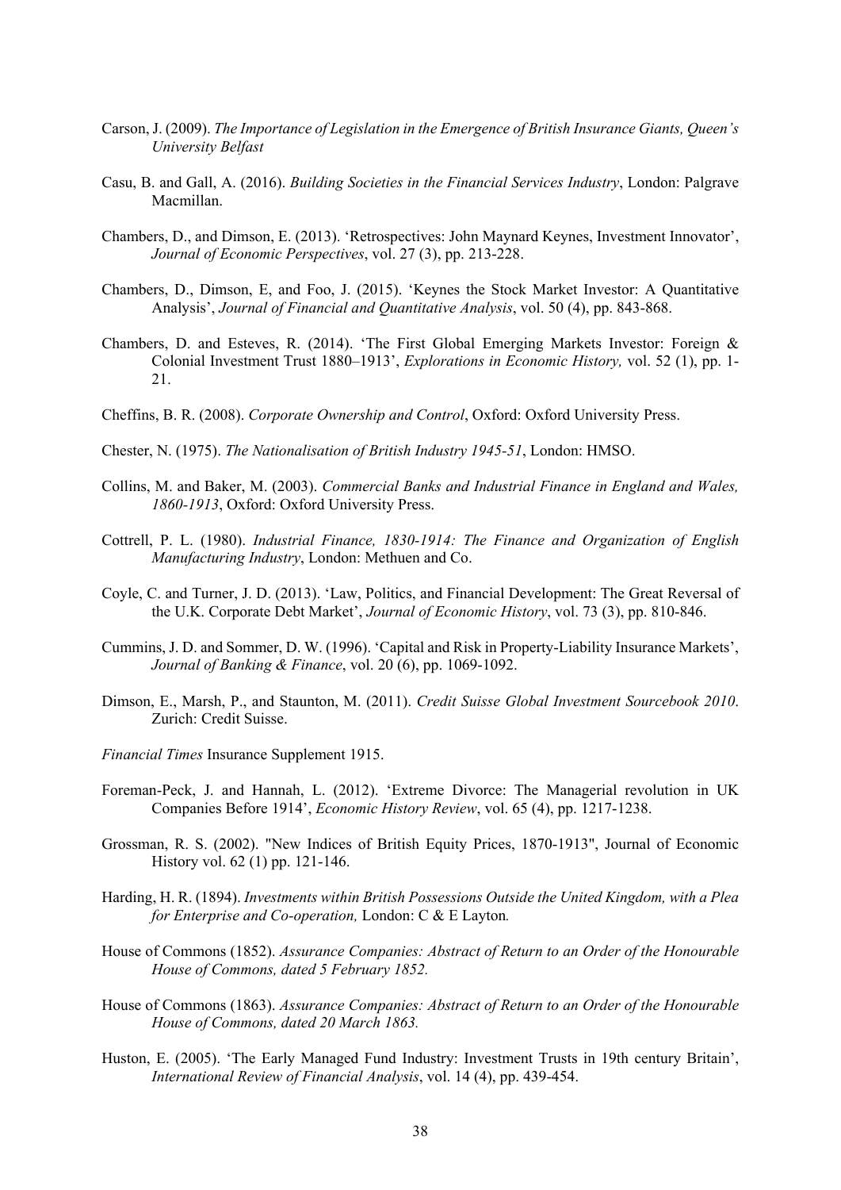Carson, J. (2009). *The Importance of Legislation in the Emergence of British Insurance Giants, Queen's University Belfast*

Casu, B. and Gall, A. (2016). *Building Societies in the Financial Services Industry*, London: Palgrave Macmillan.

Chambers, D., and Dimson, E. (2013). 'Retrospectives: John Maynard Keynes, Investment Innovator', *Journal of Economic Perspectives*, vol. 27 (3), pp. 213-228.

Chambers, D., Dimson, E, and Foo, J. (2015). 'Keynes the Stock Market Investor: A Quantitative Analysis', *Journal of Financial and Quantitative Analysis*, vol. 50 (4), pp. 843-868.

Chambers, D. and Esteves, R. (2014). 'The First Global Emerging Markets Investor: Foreign & Colonial Investment Trust 1880–1913', *Explorations in Economic History,* vol. 52 (1), pp. 1-21.

Cheffins, B. R. (2008). *Corporate Ownership and Control*, Oxford: Oxford University Press.

Chester, N. (1975). *The Nationalisation of British Industry 1945-51*, London: HMSO.

Collins, M. and Baker, M. (2003). *Commercial Banks and Industrial Finance in England and Wales, 1860-1913*, Oxford: Oxford University Press.

Cottrell, P. L. (1980). *Industrial Finance, 1830-1914: The Finance and Organization of English Manufacturing Industry*, London: Methuen and Co.

Coyle, C. and Turner, J. D. (2013). 'Law, Politics, and Financial Development: The Great Reversal of the U.K. Corporate Debt Market', *Journal of Economic History*, vol. 73 (3), pp. 810-846.

Cummins, J. D. and Sommer, D. W. (1996). 'Capital and Risk in Property-Liability Insurance Markets', *Journal of Banking & Finance*, vol. 20 (6), pp. 1069-1092.

Dimson, E., Marsh, P., and Staunton, M. (2011). *Credit Suisse Global Investment Sourcebook 2010*. Zurich: Credit Suisse.

*Financial Times* Insurance Supplement 1915.

Foreman-Peck, J. and Hannah, L. (2012). 'Extreme Divorce: The Managerial revolution in UK Companies Before 1914', *Economic History Review*, vol. 65 (4), pp. 1217-1238.

Grossman, R. S. (2002). "New Indices of British Equity Prices, 1870-1913", Journal of Economic History vol. 62 (1) pp. 121-146.

Harding, H. R. (1894). *Investments within British Possessions Outside the United Kingdom, with a Plea for Enterprise and Co-operation,* London: C & E Layton*.*

House of Commons (1852). *Assurance Companies: Abstract of Return to an Order of the Honourable House of Commons, dated 5 February 1852.*

House of Commons (1863). *Assurance Companies: Abstract of Return to an Order of the Honourable House of Commons, dated 20 March 1863.*

Huston, E. (2005). 'The Early Managed Fund Industry: Investment Trusts in 19th century Britain', *International Review of Financial Analysis*, vol. 14 (4), pp. 439-454.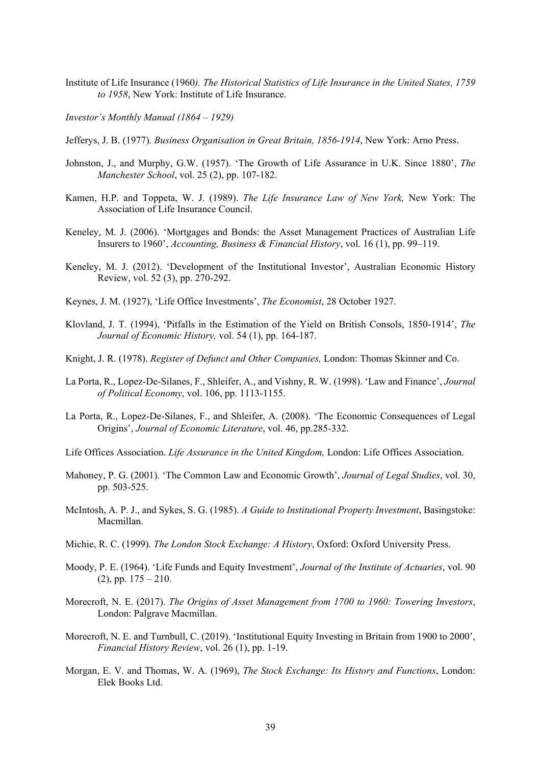Institute of Life Insurance (1960*). The Historical Statistics of Life Insurance in the United States, 1759 to 1958*, New York: Institute of Life Insurance.

*Investor's Monthly Manual (1864 – 1929)*

Jefferys, J. B. (1977). *Business Organisation in Great Britain, 1856-1914*, New York: Arno Press.

Johnston, J., and Murphy, G.W. (1957). 'The Growth of Life Assurance in U.K. Since 1880', *The Manchester School*, vol. 25 (2), pp. 107-182.

Kamen, H.P. and Toppeta, W. J. (1989). *The Life Insurance Law of New York,* New York: The Association of Life Insurance Council.

Keneley, M. J. (2006). 'Mortgages and Bonds: the Asset Management Practices of Australian Life Insurers to 1960', *Accounting, Business & Financial History*, vol. 16 (1), pp. 99–119.

Keneley, M. J. (2012). 'Development of the Institutional Investor', Australian Economic History Review, vol. 52 (3), pp. 270-292.

Keynes, J. M. (1927), 'Life Office Investments', *The Economist*, 28 October 1927.

Klovland, J. T. (1994), 'Pitfalls in the Estimation of the Yield on British Consols, 1850-1914', *The Journal of Economic History,* vol. 54 (1), pp. 164-187.

Knight, J. R. (1978). *Register of Defunct and Other Companies,* London: Thomas Skinner and Co.

La Porta, R., Lopez-De-Silanes, F., Shleifer, A., and Vishny, R. W. (1998). 'Law and Finance', *Journal of Political Economy*, vol. 106, pp. 1113-1155.

La Porta, R., Lopez-De-Silanes, F., and Shleifer, A. (2008). 'The Economic Consequences of Legal Origins', *Journal of Economic Literature*, vol. 46, pp.285-332.

Life Offices Association. *Life Assurance in the United Kingdom,* London: Life Offices Association.

Mahoney, P. G. (2001). 'The Common Law and Economic Growth', *Journal of Legal Studies*, vol. 30, pp. 503-525.

McIntosh, A. P. J., and Sykes, S. G. (1985). *A Guide to Institutional Property Investment*, Basingstoke: Macmillan.

Michie, R. C. (1999). *The London Stock Exchange: A History*, Oxford: Oxford University Press.

Moody, P. E. (1964). 'Life Funds and Equity Investment', *Journal of the Institute of Actuaries*, vol. 90 (2), pp. 175 – 210.

Morecroft, N. E. (2017). *The Origins of Asset Management from 1700 to 1960: Towering Investors*, London: Palgrave Macmillan.

Morecroft, N. E. and Turnbull, C. (2019). 'Institutional Equity Investing in Britain from 1900 to 2000', *Financial History Review*, vol. 26 (1), pp. 1-19.

Morgan, E. V. and Thomas, W. A. (1969), *The Stock Exchange: Its History and Functions*, London: Elek Books Ltd.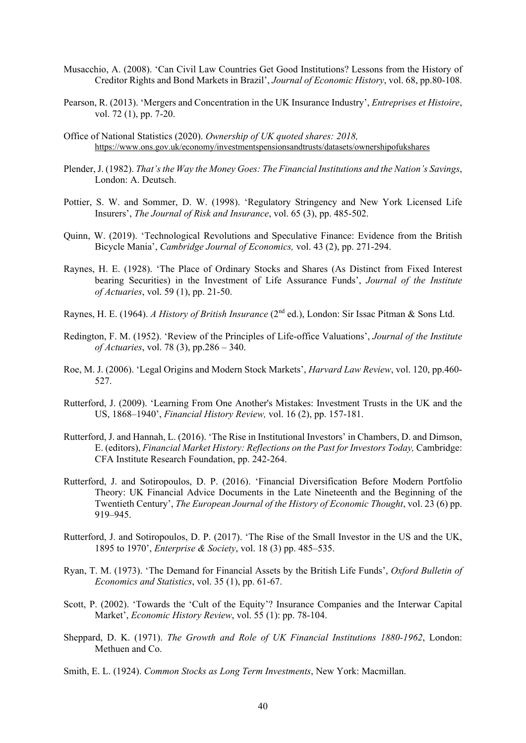Musacchio, A. (2008). 'Can Civil Law Countries Get Good Institutions? Lessons from the History of Creditor Rights and Bond Markets in Brazil', *Journal of Economic History*, vol. 68, pp.80-108.

Pearson, R. (2013). 'Mergers and Concentration in the UK Insurance Industry', *Entreprises et Histoire*, vol. 72 (1), pp. 7-20.

Office of National Statistics (2020). *Ownership of UK quoted shares: 2018,* https://www.ons.gov.uk/economy/investmentspensionsandtrusts/datasets/ownershipofukshares

Plender, J. (1982). *That's the Way the Money Goes: The Financial Institutions and the Nation's Savings*, London: A. Deutsch.

Pottier, S. W. and Sommer, D. W. (1998). 'Regulatory Stringency and New York Licensed Life Insurers', *The Journal of Risk and Insurance*, vol. 65 (3), pp. 485-502.

Quinn, W. (2019). 'Technological Revolutions and Speculative Finance: Evidence from the British Bicycle Mania', *Cambridge Journal of Economics,* vol. 43 (2), pp. 271-294.

Raynes, H. E. (1928). 'The Place of Ordinary Stocks and Shares (As Distinct from Fixed Interest bearing Securities) in the Investment of Life Assurance Funds', *Journal of the Institute of Actuaries*, vol. 59 (1), pp. 21-50.

Raynes, H. E. (1964). *A History of British Insurance* (2nd ed.), London: Sir Issac Pitman & Sons Ltd.

Redington, F. M. (1952). 'Review of the Principles of Life-office Valuations', *Journal of the Institute of Actuaries*, vol. 78 (3), pp.286 – 340.

Roe, M. J. (2006). 'Legal Origins and Modern Stock Markets', *Harvard Law Review*, vol. 120, pp.460-527.

Rutterford, J. (2009). 'Learning From One Another's Mistakes: Investment Trusts in the UK and the US, 1868–1940', *Financial History Review,* vol. 16 (2), pp. 157-181.

Rutterford, J. and Hannah, L. (2016). 'The Rise in Institutional Investors' in Chambers, D. and Dimson, E. (editors), *Financial Market History: Reflections on the Past for Investors Today,* Cambridge: CFA Institute Research Foundation, pp. 242-264.

Rutterford, J. and Sotiropoulos, D. P. (2016). 'Financial Diversification Before Modern Portfolio Theory: UK Financial Advice Documents in the Late Nineteenth and the Beginning of the Twentieth Century', *The European Journal of the History of Economic Thought*, vol. 23 (6) pp. 919–945.

Rutterford, J. and Sotiropoulos, D. P. (2017). 'The Rise of the Small Investor in the US and the UK, 1895 to 1970', *Enterprise & Society*, vol. 18 (3) pp. 485–535.

Ryan, T. M. (1973). 'The Demand for Financial Assets by the British Life Funds', *Oxford Bulletin of Economics and Statistics*, vol. 35 (1), pp. 61-67.

Scott, P. (2002). 'Towards the 'Cult of the Equity'? Insurance Companies and the Interwar Capital Market', *Economic History Review*, vol. 55 (1): pp. 78-104.

Sheppard, D. K. (1971). *The Growth and Role of UK Financial Institutions 1880-1962*, London: Methuen and Co.

Smith, E. L. (1924). *Common Stocks as Long Term Investments*, New York: Macmillan.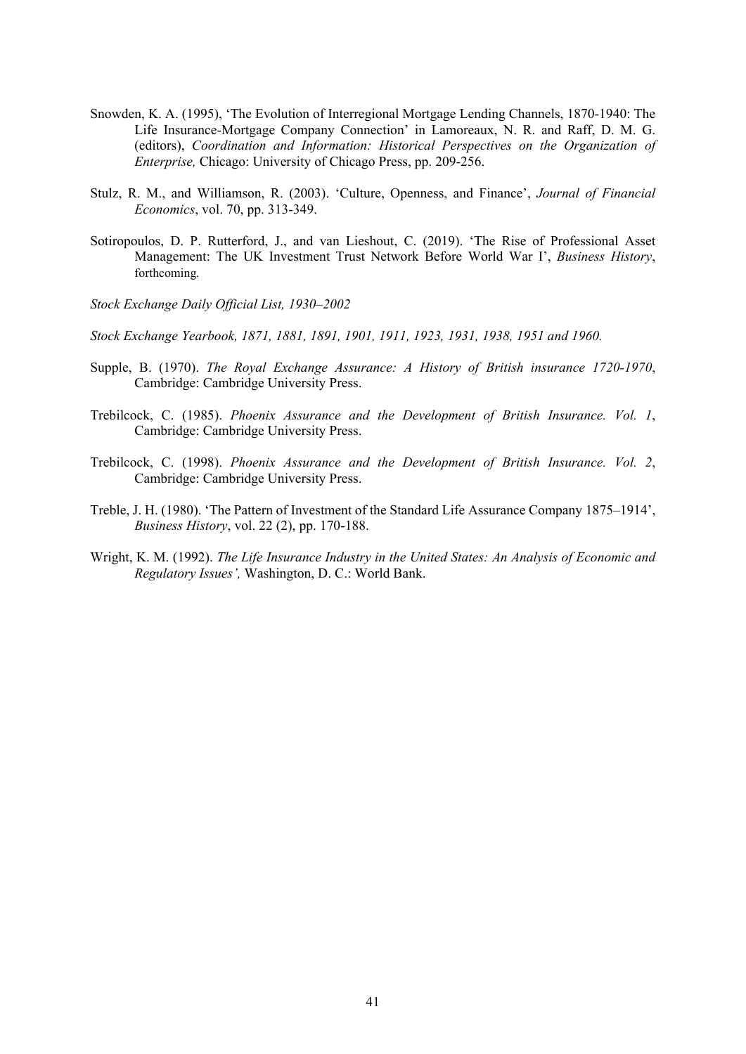Snowden, K. A. (1995), 'The Evolution of Interregional Mortgage Lending Channels, 1870-1940: The Life Insurance-Mortgage Company Connection' in Lamoreaux, N. R. and Raff, D. M. G. (editors), *Coordination and Information: Historical Perspectives on the Organization of Enterprise,* Chicago: University of Chicago Press, pp. 209-256.

Stulz, R. M., and Williamson, R. (2003). 'Culture, Openness, and Finance', *Journal of Financial Economics*, vol. 70, pp. 313-349.

Sotiropoulos, D. P. Rutterford, J., and van Lieshout, C. (2019). 'The Rise of Professional Asset Management: The UK Investment Trust Network Before World War I', *Business History*, forthcoming.

*Stock Exchange Daily Official List, 1930–2002*

*Stock Exchange Yearbook, 1871, 1881, 1891, 1901, 1911, 1923, 1931, 1938, 1951 and 1960.*

Supple, B. (1970). *The Royal Exchange Assurance: A History of British insurance 1720-1970*, Cambridge: Cambridge University Press.

Trebilcock, C. (1985). *Phoenix Assurance and the Development of British Insurance. Vol. 1*, Cambridge: Cambridge University Press.

Trebilcock, C. (1998). *Phoenix Assurance and the Development of British Insurance. Vol. 2*, Cambridge: Cambridge University Press.

Treble, J. H. (1980). 'The Pattern of Investment of the Standard Life Assurance Company 1875–1914', *Business History*, vol. 22 (2), pp. 170-188.

Wright, K. M. (1992). *The Life Insurance Industry in the United States: An Analysis of Economic and Regulatory Issues',* Washington, D. C.: World Bank.